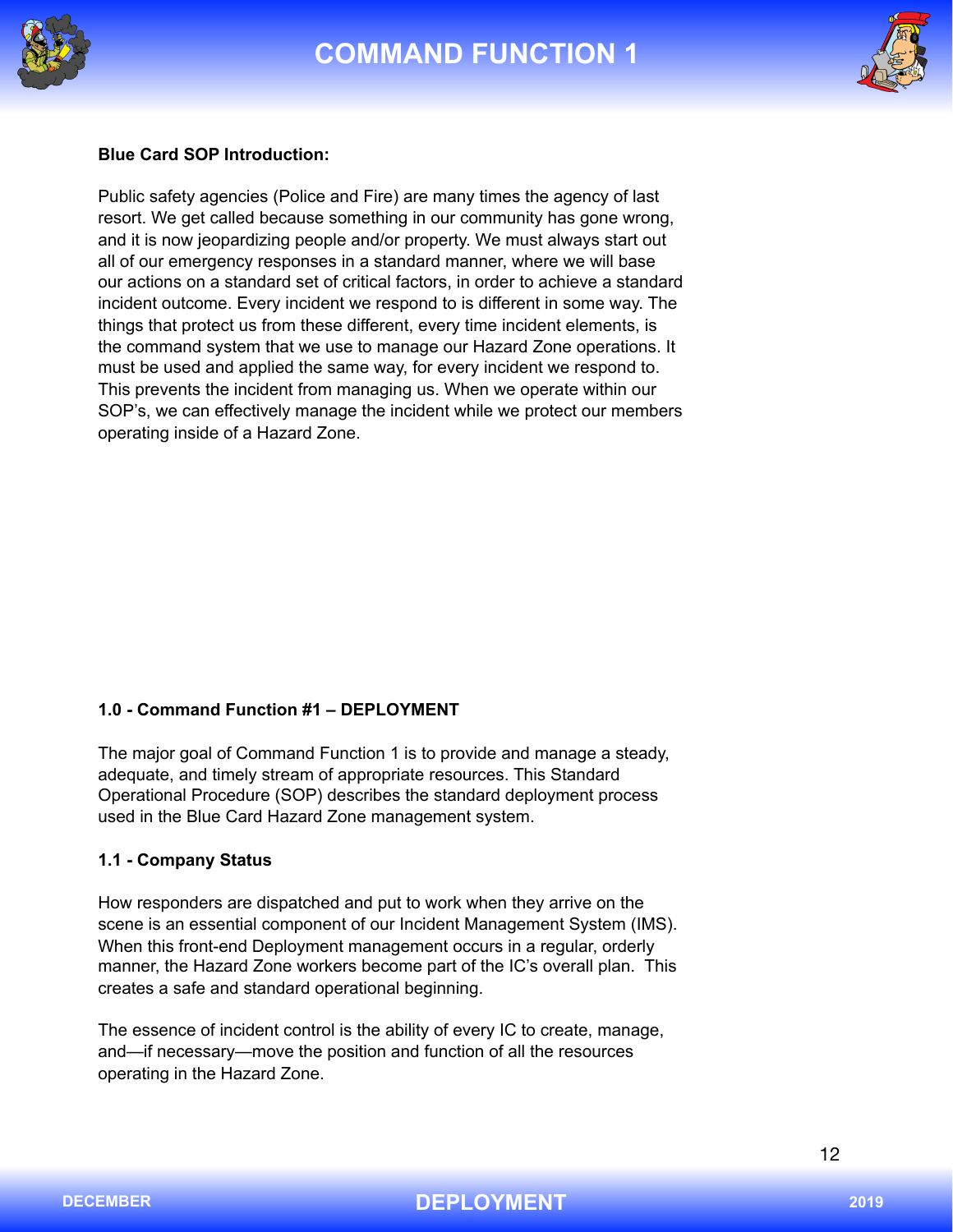# COMMAND FUNCTION 1

**Blue Card SOP Introduction:**

Public safety agencies (Police and Fire) are many times the agency of last resort. We get called because something in our community has gone wrong, and it is now jeopardizing people and/or property. We must always start out all of our emergency responses in a standard manner, where we will base our actions on a standard set of critical factors, in order to achieve a standard incident outcome. Every incident we respond to is different in some way. The things that protect us from these different, every time incident elements, is the command system that we use to manage our Hazard Zone operations. It must be used and applied the same way, for every incident we respond to. This prevents the incident from managing us. When we operate within our SOP's, we can effectively manage the incident while we protect our members operating inside of a Hazard Zone.

## 1.0 - Command Function #1 – DEPLOYMENT

The major goal of Command Function 1 is to provide and manage a steady, adequate, and timely stream of appropriate resources. This Standard Operational Procedure (SOP) describes the standard deployment process used in the Blue Card Hazard Zone management system.

### 1.1 - Company Status

How responders are dispatched and put to work when they arrive on the scene is an essential component of our Incident Management System (IMS). When this front-end Deployment management occurs in a regular, orderly manner, the Hazard Zone workers become part of the IC's overall plan. This creates a safe and standard operational beginning.

The essence of incident control is the ability of every IC to create, manage, and—if necessary—move the position and function of all the resources operating in the Hazard Zone.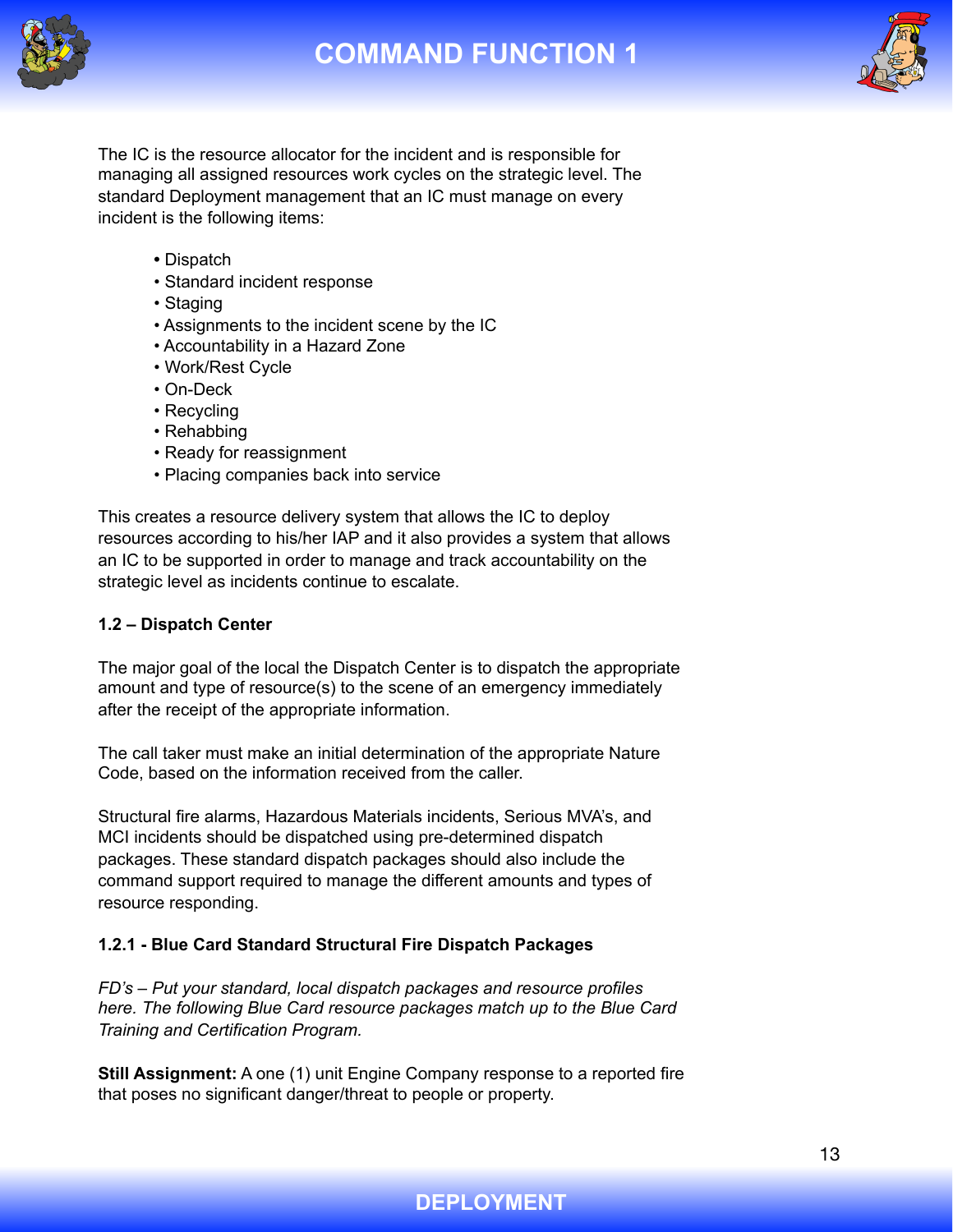The IC is the resource allocator for the incident and is responsible for managing all assigned resources work cycles on the strategic level. The standard Deployment management that an IC must manage on every incident is the following items:

- Dispatch
- Standard incident response
- Staging
- Assignments to the incident scene by the IC
- Accountability in a Hazard Zone
- Work/Rest Cycle
- On-Deck
- Recycling
- Rehabbing
- Ready for reassignment
- Placing companies back into service

This creates a resource delivery system that allows the IC to deploy resources according to his/her IAP and it also provides a system that allows an IC to be supported in order to manage and track accountability on the strategic level as incidents continue to escalate.

### 1.2 – Dispatch Center

The major goal of the local the Dispatch Center is to dispatch the appropriate amount and type of resource(s) to the scene of an emergency immediately after the receipt of the appropriate information.

The call taker must make an initial determination of the appropriate Nature Code, based on the information received from the caller.

Structural fire alarms, Hazardous Materials incidents, Serious MVA's, and MCI incidents should be dispatched using pre-determined dispatch packages. These standard dispatch packages should also include the command support required to manage the different amounts and types of resource responding.

### 1.2.1 - Blue Card Standard Structural Fire Dispatch Packages

*FD's – Put your standard, local dispatch packages and resource profiles here. The following Blue Card resource packages match up to the Blue Card Training and Certification Program.*

**Still Assignment:** A one (1) unit Engine Company response to a reported fire that poses no significant danger/threat to people or property.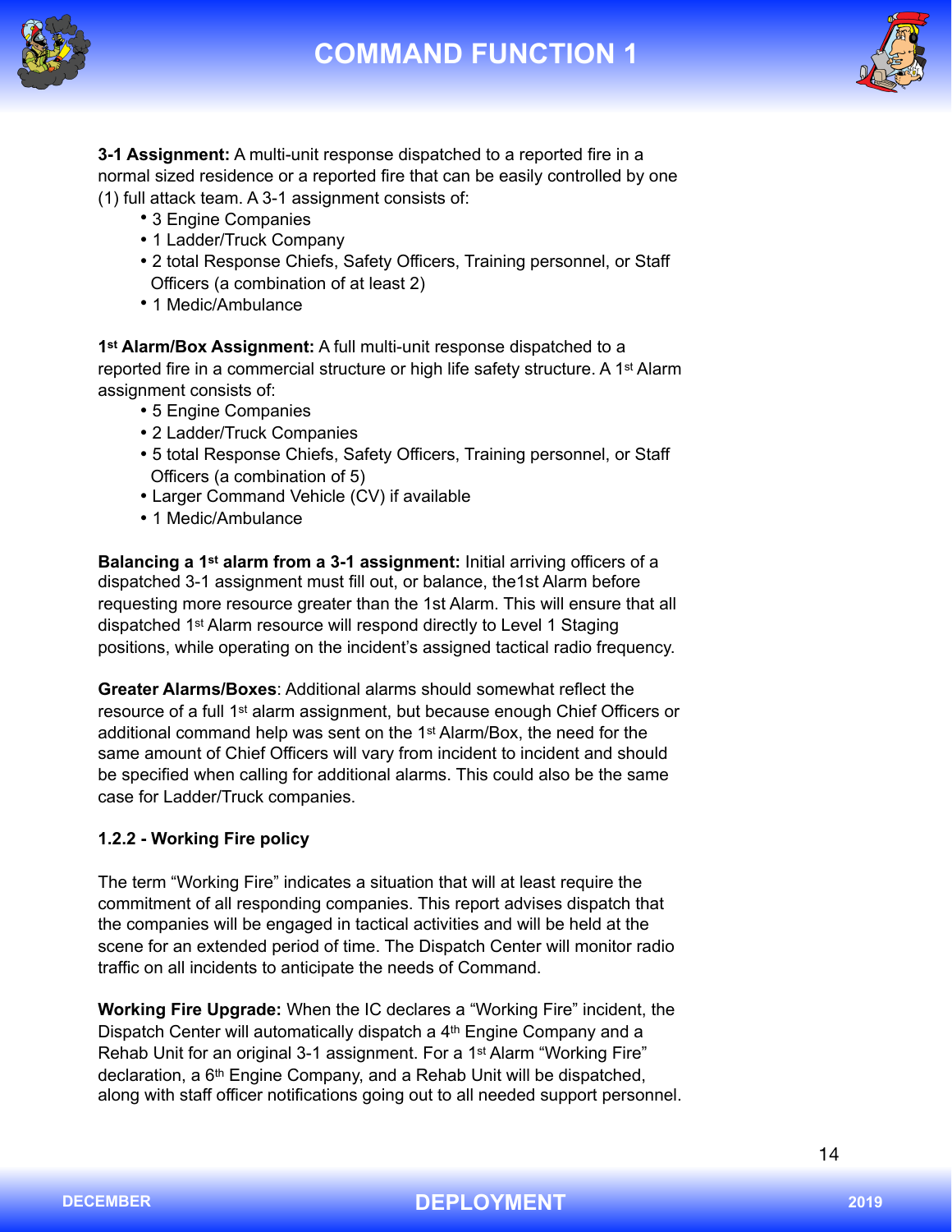**3-1 Assignment:** A multi-unit response dispatched to a reported fire in a normal sized residence or a reported fire that can be easily controlled by one (1) full attack team. A 3-1 assignment consists of:

- 3 Engine Companies
- 1 Ladder/Truck Company
- 2 total Response Chiefs, Safety Officers, Training personnel, or Staff Officers (a combination of at least 2)
- 1 Medic/Ambulance

**1st Alarm/Box Assignment:** A full multi-unit response dispatched to a reported fire in a commercial structure or high life safety structure. A 1st Alarm assignment consists of:

- 5 Engine Companies
- 2 Ladder/Truck Companies
- 5 total Response Chiefs, Safety Officers, Training personnel, or Staff Officers (a combination of 5)
- Larger Command Vehicle (CV) if available
- 1 Medic/Ambulance

**Balancing a 1st alarm from a 3-1 assignment:** Initial arriving officers of a dispatched 3-1 assignment must fill out, or balance, the1st Alarm before requesting more resource greater than the 1st Alarm. This will ensure that all dispatched 1st Alarm resource will respond directly to Level 1 Staging positions, while operating on the incident's assigned tactical radio frequency.

**Greater Alarms/Boxes**: Additional alarms should somewhat reflect the resource of a full 1st alarm assignment, but because enough Chief Officers or additional command help was sent on the 1st Alarm/Box, the need for the same amount of Chief Officers will vary from incident to incident and should be specified when calling for additional alarms. This could also be the same case for Ladder/Truck companies.

**1.2.2 - Working Fire policy**

The term "Working Fire" indicates a situation that will at least require the commitment of all responding companies. This report advises dispatch that the companies will be engaged in tactical activities and will be held at the scene for an extended period of time. The Dispatch Center will monitor radio traffic on all incidents to anticipate the needs of Command.

**Working Fire Upgrade:** When the IC declares a "Working Fire" incident, the Dispatch Center will automatically dispatch a 4th Engine Company and a Rehab Unit for an original 3-1 assignment. For a 1st Alarm "Working Fire" declaration, a 6th Engine Company, and a Rehab Unit will be dispatched, along with staff officer notifications going out to all needed support personnel.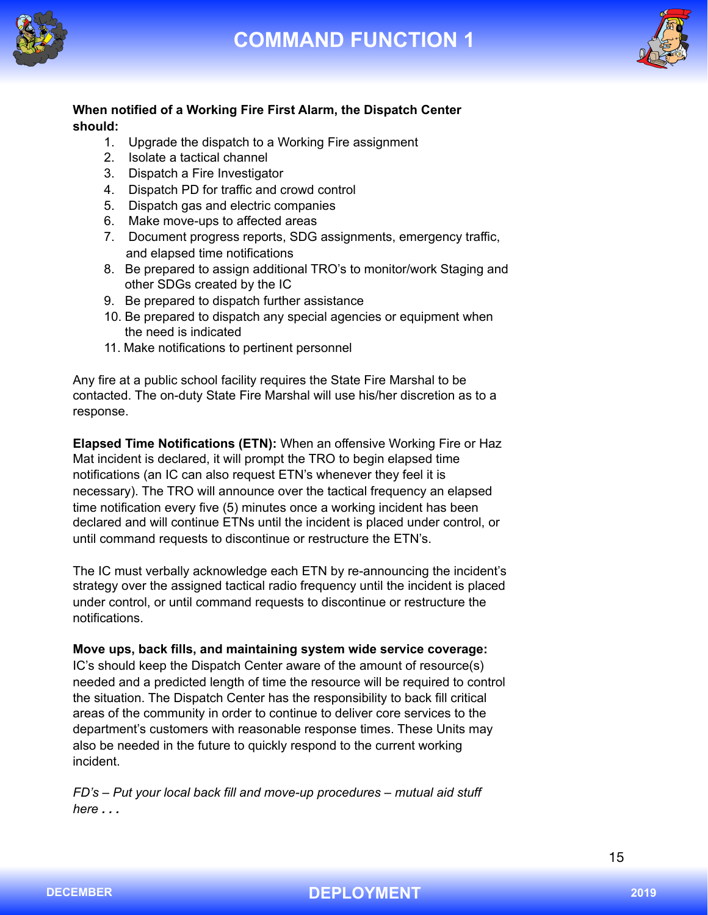# COMMAND FUNCTION 1

**When notified of a Working Fire First Alarm, the Dispatch Center should:**

1. Upgrade the dispatch to a Working Fire assignment
2. Isolate a tactical channel
3. Dispatch a Fire Investigator
4. Dispatch PD for traffic and crowd control
5. Dispatch gas and electric companies
6. Make move-ups to affected areas
7. Document progress reports, SDG assignments, emergency traffic, and elapsed time notifications
8. Be prepared to assign additional TRO's to monitor/work Staging and other SDGs created by the IC
9. Be prepared to dispatch further assistance
10. Be prepared to dispatch any special agencies or equipment when the need is indicated
11. Make notifications to pertinent personnel

Any fire at a public school facility requires the State Fire Marshal to be contacted. The on-duty State Fire Marshal will use his/her discretion as to a response.

**Elapsed Time Notifications (ETN):** When an offensive Working Fire or Haz Mat incident is declared, it will prompt the TRO to begin elapsed time notifications (an IC can also request ETN's whenever they feel it is necessary). The TRO will announce over the tactical frequency an elapsed time notification every five (5) minutes once a working incident has been declared and will continue ETNs until the incident is placed under control, or until command requests to discontinue or restructure the ETN's.

The IC must verbally acknowledge each ETN by re-announcing the incident's strategy over the assigned tactical radio frequency until the incident is placed under control, or until command requests to discontinue or restructure the notifications.

**Move ups, back fills, and maintaining system wide service coverage:** IC's should keep the Dispatch Center aware of the amount of resource(s) needed and a predicted length of time the resource will be required to control the situation. The Dispatch Center has the responsibility to back fill critical areas of the community in order to continue to deliver core services to the department's customers with reasonable response times. These Units may also be needed in the future to quickly respond to the current working incident.

*FD's – Put your local back fill and move-up procedures – mutual aid stuff here **. . .***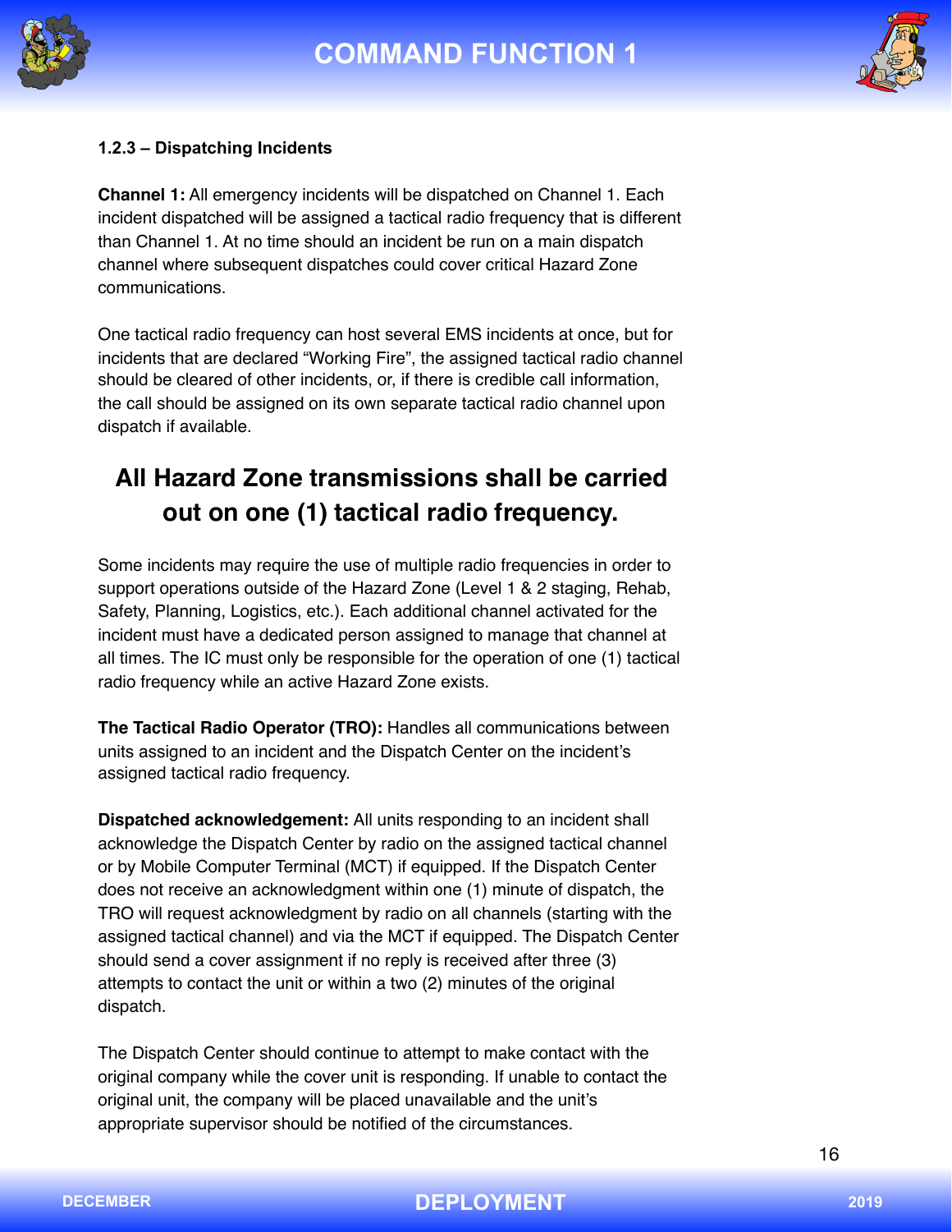### 1.2.3 – Dispatching Incidents

**Channel 1:** All emergency incidents will be dispatched on Channel 1. Each incident dispatched will be assigned a tactical radio frequency that is different than Channel 1. At no time should an incident be run on a main dispatch channel where subsequent dispatches could cover critical Hazard Zone communications.

One tactical radio frequency can host several EMS incidents at once, but for incidents that are declared “Working Fire”, the assigned tactical radio channel should be cleared of other incidents, or, if there is credible call information, the call should be assigned on its own separate tactical radio channel upon dispatch if available.

## All Hazard Zone transmissions shall be carried out on one (1) tactical radio frequency.

Some incidents may require the use of multiple radio frequencies in order to support operations outside of the Hazard Zone (Level 1 & 2 staging, Rehab, Safety, Planning, Logistics, etc.). Each additional channel activated for the incident must have a dedicated person assigned to manage that channel at all times. The IC must only be responsible for the operation of one (1) tactical radio frequency while an active Hazard Zone exists.

**The Tactical Radio Operator (TRO):** Handles all communications between units assigned to an incident and the Dispatch Center on the incident’s assigned tactical radio frequency.

**Dispatched acknowledgement:** All units responding to an incident shall acknowledge the Dispatch Center by radio on the assigned tactical channel or by Mobile Computer Terminal (MCT) if equipped. If the Dispatch Center does not receive an acknowledgment within one (1) minute of dispatch, the TRO will request acknowledgment by radio on all channels (starting with the assigned tactical channel) and via the MCT if equipped. The Dispatch Center should send a cover assignment if no reply is received after three (3) attempts to contact the unit or within a two (2) minutes of the original dispatch.

The Dispatch Center should continue to attempt to make contact with the original company while the cover unit is responding. If unable to contact the original unit, the company will be placed unavailable and the unit’s appropriate supervisor should be notified of the circumstances.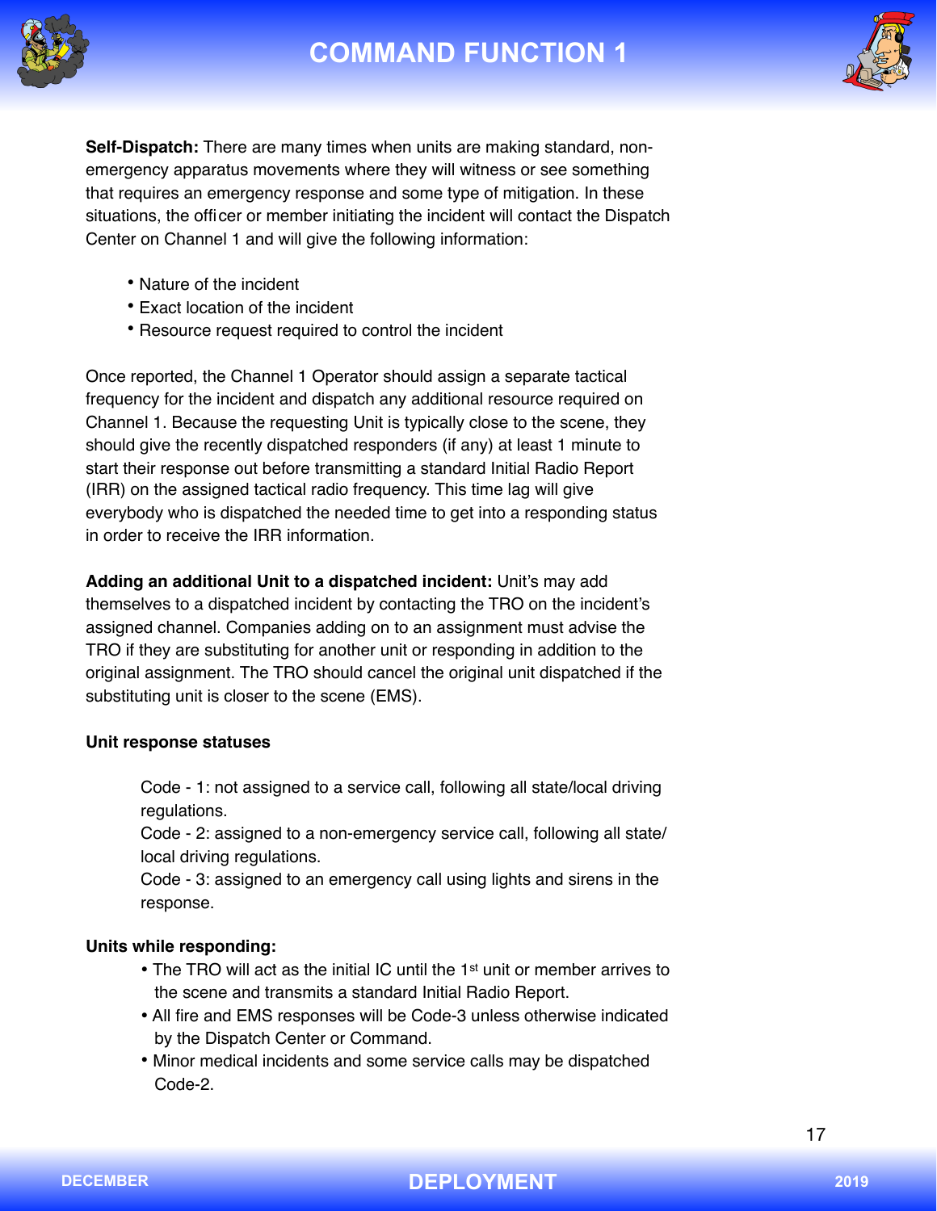**Self-Dispatch:** There are many times when units are making standard, non-emergency apparatus movements where they will witness or see something that requires an emergency response and some type of mitigation. In these situations, the officer or member initiating the incident will contact the Dispatch Center on Channel 1 and will give the following information:

- Nature of the incident
- Exact location of the incident
- Resource request required to control the incident

Once reported, the Channel 1 Operator should assign a separate tactical frequency for the incident and dispatch any additional resource required on Channel 1. Because the requesting Unit is typically close to the scene, they should give the recently dispatched responders (if any) at least 1 minute to start their response out before transmitting a standard Initial Radio Report (IRR) on the assigned tactical radio frequency. This time lag will give everybody who is dispatched the needed time to get into a responding status in order to receive the IRR information.

**Adding an additional Unit to a dispatched incident:** Unit's may add themselves to a dispatched incident by contacting the TRO on the incident's assigned channel. Companies adding on to an assignment must advise the TRO if they are substituting for another unit or responding in addition to the original assignment. The TRO should cancel the original unit dispatched if the substituting unit is closer to the scene (EMS).

**Unit response statuses**

Code - 1: not assigned to a service call, following all state/local driving regulations.
Code - 2: assigned to a non-emergency service call, following all state/local driving regulations.
Code - 3: assigned to an emergency call using lights and sirens in the response.

**Units while responding:**

- The TRO will act as the initial IC until the 1st unit or member arrives to the scene and transmits a standard Initial Radio Report.
- All fire and EMS responses will be Code-3 unless otherwise indicated by the Dispatch Center or Command.
- Minor medical incidents and some service calls may be dispatched Code-2.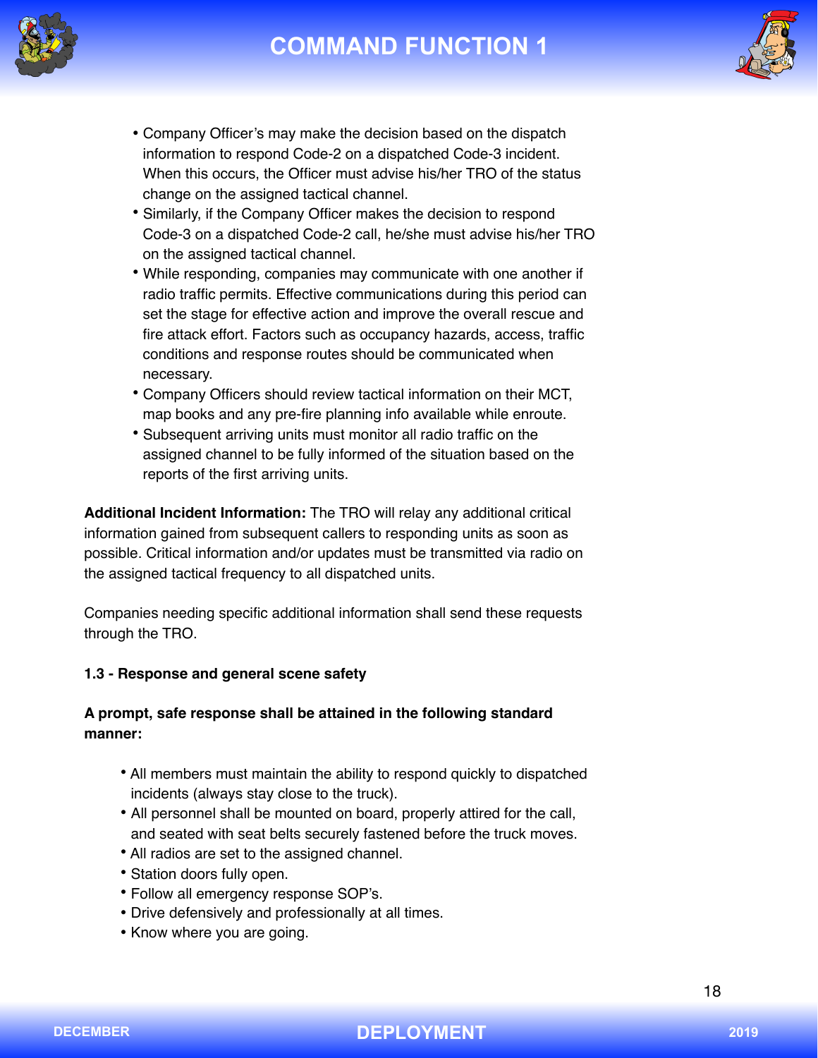- Company Officer's may make the decision based on the dispatch information to respond Code-2 on a dispatched Code-3 incident. When this occurs, the Officer must advise his/her TRO of the status change on the assigned tactical channel.
- Similarly, if the Company Officer makes the decision to respond Code-3 on a dispatched Code-2 call, he/she must advise his/her TRO on the assigned tactical channel.
- While responding, companies may communicate with one another if radio traffic permits. Effective communications during this period can set the stage for effective action and improve the overall rescue and fire attack effort. Factors such as occupancy hazards, access, traffic conditions and response routes should be communicated when necessary.
- Company Officers should review tactical information on their MCT, map books and any pre-fire planning info available while enroute.
- Subsequent arriving units must monitor all radio traffic on the assigned channel to be fully informed of the situation based on the reports of the first arriving units.

**Additional Incident Information:** The TRO will relay any additional critical information gained from subsequent callers to responding units as soon as possible. Critical information and/or updates must be transmitted via radio on the assigned tactical frequency to all dispatched units.

Companies needing specific additional information shall send these requests through the TRO.

### 1.3 - Response and general scene safety

**A prompt, safe response shall be attained in the following standard manner:**

- All members must maintain the ability to respond quickly to dispatched incidents (always stay close to the truck).
- All personnel shall be mounted on board, properly attired for the call, and seated with seat belts securely fastened before the truck moves.
- All radios are set to the assigned channel.
- Station doors fully open.
- Follow all emergency response SOP's.
- Drive defensively and professionally at all times.
- Know where you are going.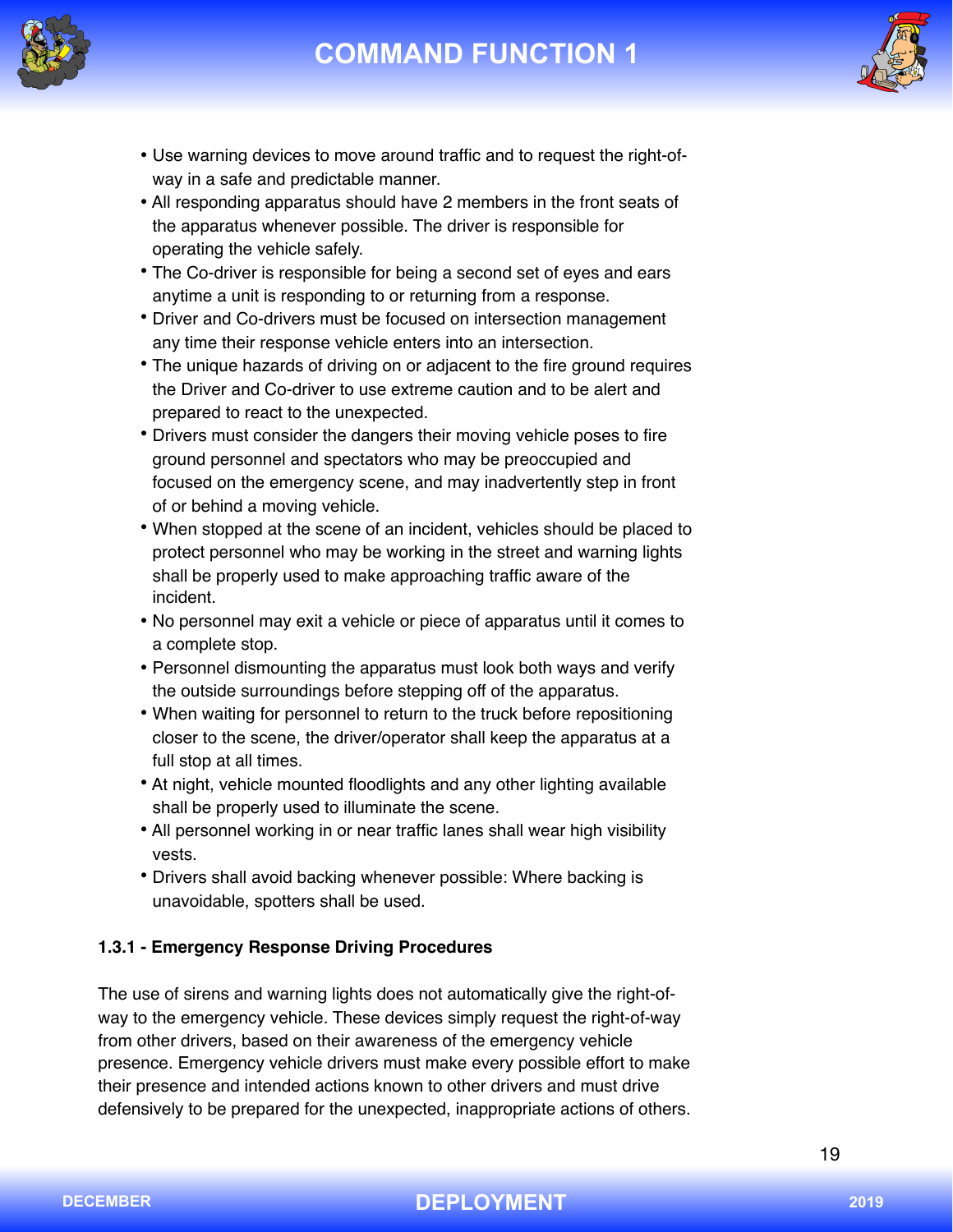- Use warning devices to move around traffic and to request the right-of-way in a safe and predictable manner.
- All responding apparatus should have 2 members in the front seats of the apparatus whenever possible. The driver is responsible for operating the vehicle safely.
- The Co-driver is responsible for being a second set of eyes and ears anytime a unit is responding to or returning from a response.
- Driver and Co-drivers must be focused on intersection management any time their response vehicle enters into an intersection.
- The unique hazards of driving on or adjacent to the fire ground requires the Driver and Co-driver to use extreme caution and to be alert and prepared to react to the unexpected.
- Drivers must consider the dangers their moving vehicle poses to fire ground personnel and spectators who may be preoccupied and focused on the emergency scene, and may inadvertently step in front of or behind a moving vehicle.
- When stopped at the scene of an incident, vehicles should be placed to protect personnel who may be working in the street and warning lights shall be properly used to make approaching traffic aware of the incident.
- No personnel may exit a vehicle or piece of apparatus until it comes to a complete stop.
- Personnel dismounting the apparatus must look both ways and verify the outside surroundings before stepping off of the apparatus.
- When waiting for personnel to return to the truck before repositioning closer to the scene, the driver/operator shall keep the apparatus at a full stop at all times.
- At night, vehicle mounted floodlights and any other lighting available shall be properly used to illuminate the scene.
- All personnel working in or near traffic lanes shall wear high visibility vests.
- Drivers shall avoid backing whenever possible: Where backing is unavoidable, spotters shall be used.

**1.3.1 - Emergency Response Driving Procedures**

The use of sirens and warning lights does not automatically give the right-of-way to the emergency vehicle. These devices simply request the right-of-way from other drivers, based on their awareness of the emergency vehicle presence. Emergency vehicle drivers must make every possible effort to make their presence and intended actions known to other drivers and must drive defensively to be prepared for the unexpected, inappropriate actions of others.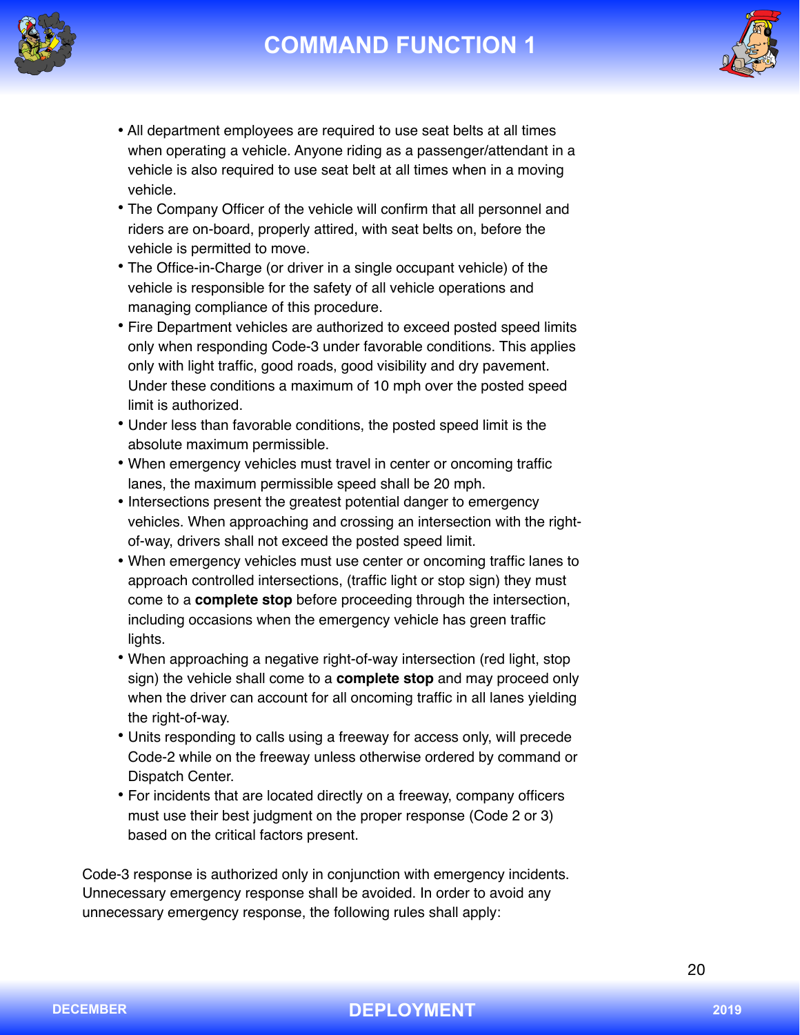- All department employees are required to use seat belts at all times when operating a vehicle. Anyone riding as a passenger/attendant in a vehicle is also required to use seat belt at all times when in a moving vehicle.
- The Company Officer of the vehicle will confirm that all personnel and riders are on-board, properly attired, with seat belts on, before the vehicle is permitted to move.
- The Office-in-Charge (or driver in a single occupant vehicle) of the vehicle is responsible for the safety of all vehicle operations and managing compliance of this procedure.
- Fire Department vehicles are authorized to exceed posted speed limits only when responding Code-3 under favorable conditions. This applies only with light traffic, good roads, good visibility and dry pavement. Under these conditions a maximum of 10 mph over the posted speed limit is authorized.
- Under less than favorable conditions, the posted speed limit is the absolute maximum permissible.
- When emergency vehicles must travel in center or oncoming traffic lanes, the maximum permissible speed shall be 20 mph.
- Intersections present the greatest potential danger to emergency vehicles. When approaching and crossing an intersection with the right-of-way, drivers shall not exceed the posted speed limit.
- When emergency vehicles must use center or oncoming traffic lanes to approach controlled intersections, (traffic light or stop sign) they must come to a **complete stop** before proceeding through the intersection, including occasions when the emergency vehicle has green traffic lights.
- When approaching a negative right-of-way intersection (red light, stop sign) the vehicle shall come to a **complete stop** and may proceed only when the driver can account for all oncoming traffic in all lanes yielding the right-of-way.
- Units responding to calls using a freeway for access only, will precede Code-2 while on the freeway unless otherwise ordered by command or Dispatch Center.
- For incidents that are located directly on a freeway, company officers must use their best judgment on the proper response (Code 2 or 3) based on the critical factors present.

Code-3 response is authorized only in conjunction with emergency incidents. Unnecessary emergency response shall be avoided. In order to avoid any unnecessary emergency response, the following rules shall apply: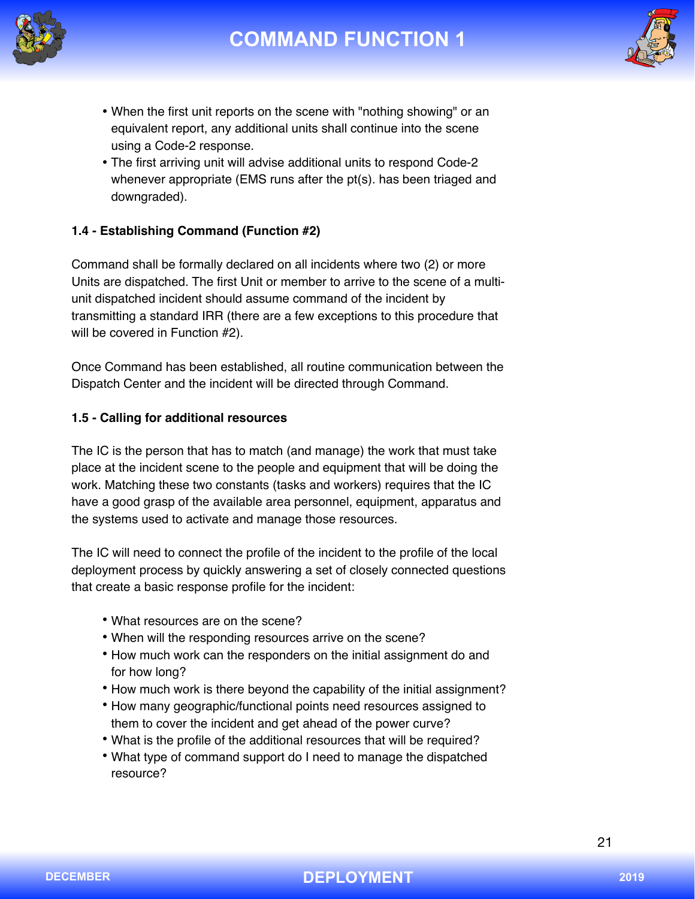- When the first unit reports on the scene with "nothing showing" or an equivalent report, any additional units shall continue into the scene using a Code-2 response.
- The first arriving unit will advise additional units to respond Code-2 whenever appropriate (EMS runs after the pt(s). has been triaged and downgraded).

**1.4 - Establishing Command (Function #2)**

Command shall be formally declared on all incidents where two (2) or more Units are dispatched. The first Unit or member to arrive to the scene of a multi-unit dispatched incident should assume command of the incident by transmitting a standard IRR (there are a few exceptions to this procedure that will be covered in Function #2).

Once Command has been established, all routine communication between the Dispatch Center and the incident will be directed through Command.

**1.5 - Calling for additional resources**

The IC is the person that has to match (and manage) the work that must take place at the incident scene to the people and equipment that will be doing the work. Matching these two constants (tasks and workers) requires that the IC have a good grasp of the available area personnel, equipment, apparatus and the systems used to activate and manage those resources.

The IC will need to connect the profile of the incident to the profile of the local deployment process by quickly answering a set of closely connected questions that create a basic response profile for the incident:

- What resources are on the scene?
- When will the responding resources arrive on the scene?
- How much work can the responders on the initial assignment do and for how long?
- How much work is there beyond the capability of the initial assignment?
- How many geographic/functional points need resources assigned to them to cover the incident and get ahead of the power curve?
- What is the profile of the additional resources that will be required?
- What type of command support do I need to manage the dispatched resource?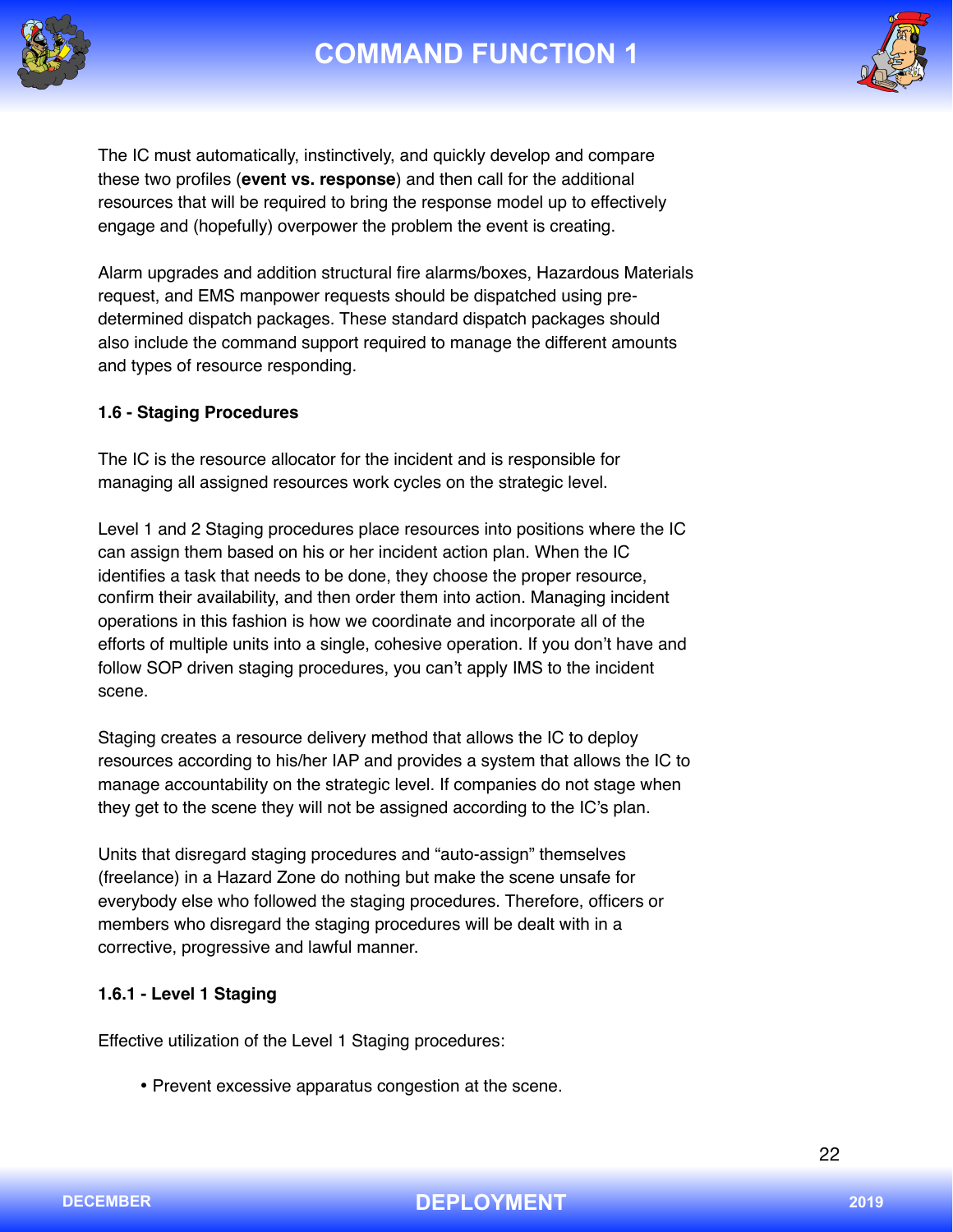The IC must automatically, instinctively, and quickly develop and compare these two profiles (**event vs. response**) and then call for the additional resources that will be required to bring the response model up to effectively engage and (hopefully) overpower the problem the event is creating.

Alarm upgrades and addition structural fire alarms/boxes, Hazardous Materials request, and EMS manpower requests should be dispatched using pre-determined dispatch packages. These standard dispatch packages should also include the command support required to manage the different amounts and types of resource responding.

### 1.6 - Staging Procedures

The IC is the resource allocator for the incident and is responsible for managing all assigned resources work cycles on the strategic level.

Level 1 and 2 Staging procedures place resources into positions where the IC can assign them based on his or her incident action plan. When the IC identifies a task that needs to be done, they choose the proper resource, confirm their availability, and then order them into action. Managing incident operations in this fashion is how we coordinate and incorporate all of the efforts of multiple units into a single, cohesive operation. If you don't have and follow SOP driven staging procedures, you can't apply IMS to the incident scene.

Staging creates a resource delivery method that allows the IC to deploy resources according to his/her IAP and provides a system that allows the IC to manage accountability on the strategic level. If companies do not stage when they get to the scene they will not be assigned according to the IC's plan.

Units that disregard staging procedures and "auto-assign" themselves (freelance) in a Hazard Zone do nothing but make the scene unsafe for everybody else who followed the staging procedures. Therefore, officers or members who disregard the staging procedures will be dealt with in a corrective, progressive and lawful manner.

#### 1.6.1 - Level 1 Staging

Effective utilization of the Level 1 Staging procedures:

- Prevent excessive apparatus congestion at the scene.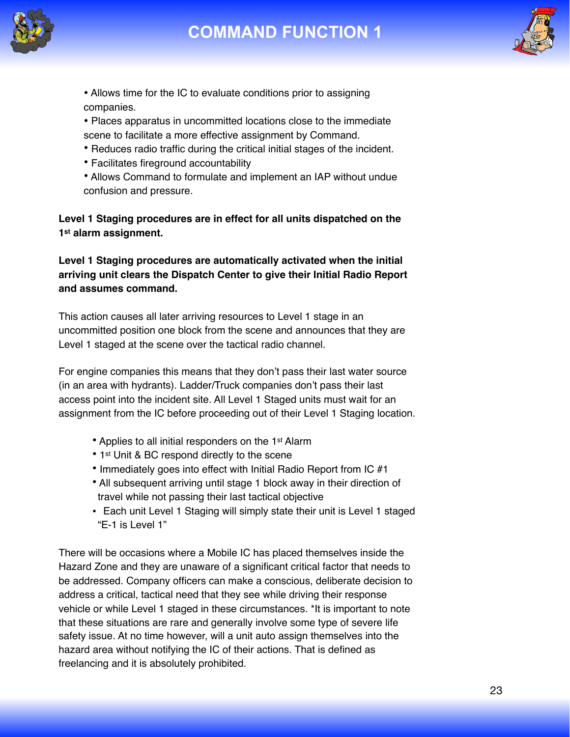- Allows time for the IC to evaluate conditions prior to assigning companies.
- Places apparatus in uncommitted locations close to the immediate scene to facilitate a more effective assignment by Command.
- Reduces radio traffic during the critical initial stages of the incident.
- Facilitates fireground accountability
- Allows Command to formulate and implement an IAP without undue confusion and pressure.

**Level 1 Staging procedures are in effect for all units dispatched on the 1st alarm assignment.**

**Level 1 Staging procedures are automatically activated when the initial arriving unit clears the Dispatch Center to give their Initial Radio Report and assumes command.**

This action causes all later arriving resources to Level 1 stage in an uncommitted position one block from the scene and announces that they are Level 1 staged at the scene over the tactical radio channel.

For engine companies this means that they don't pass their last water source (in an area with hydrants). Ladder/Truck companies don't pass their last access point into the incident site. All Level 1 Staged units must wait for an assignment from the IC before proceeding out of their Level 1 Staging location.

- Applies to all initial responders on the 1st Alarm
- 1st Unit & BC respond directly to the scene
- Immediately goes into effect with Initial Radio Report from IC #1
- All subsequent arriving until stage 1 block away in their direction of travel while not passing their last tactical objective
- Each unit Level 1 Staging will simply state their unit is Level 1 staged "E-1 is Level 1"

There will be occasions where a Mobile IC has placed themselves inside the Hazard Zone and they are unaware of a significant critical factor that needs to be addressed. Company officers can make a conscious, deliberate decision to address a critical, tactical need that they see while driving their response vehicle or while Level 1 staged in these circumstances. *It is important to note that these situations are rare and generally involve some type of severe life safety issue. At no time however, will a unit auto assign themselves into the hazard area without notifying the IC of their actions. That is defined as freelancing and it is absolutely prohibited.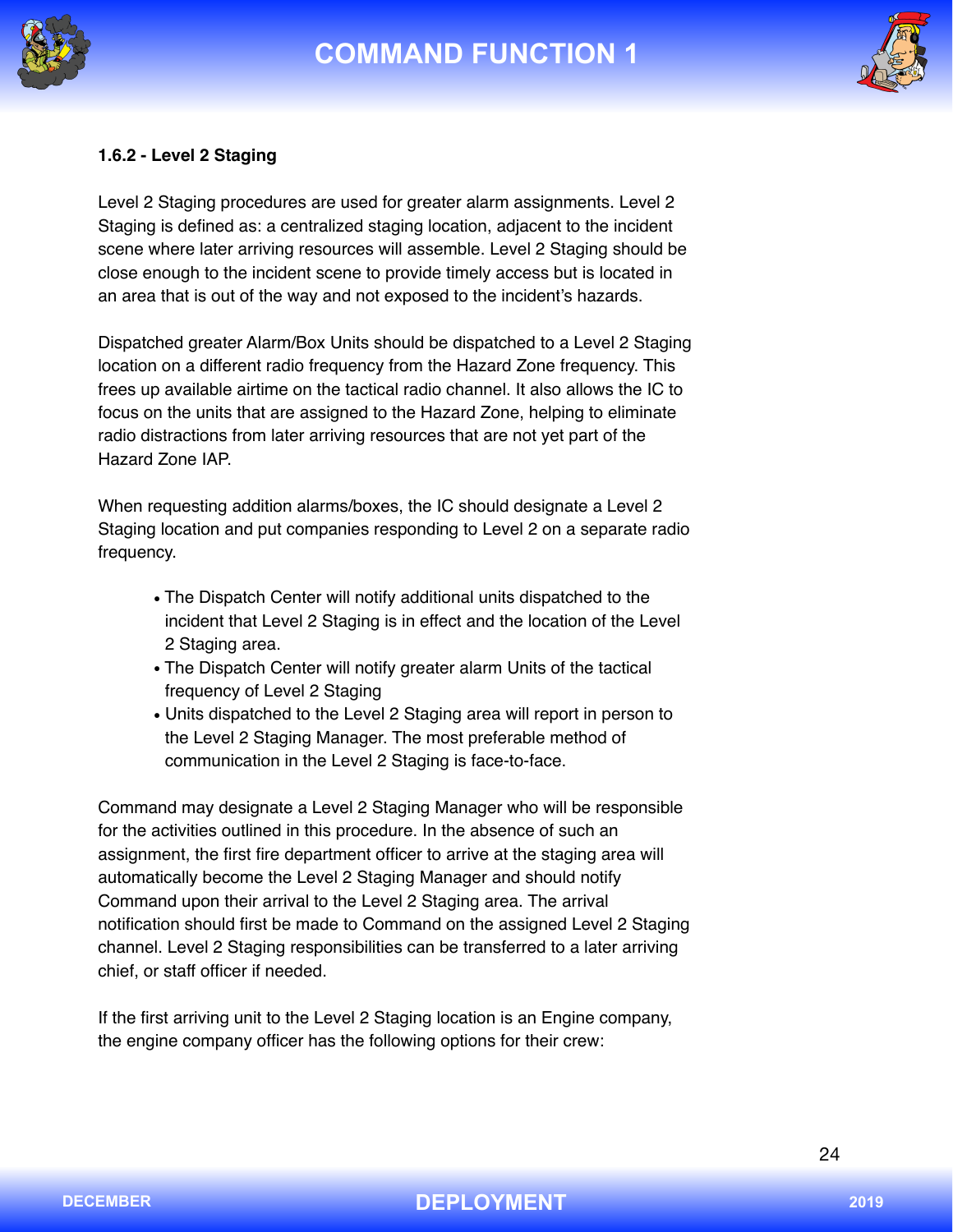### 1.6.2 - Level 2 Staging

Level 2 Staging procedures are used for greater alarm assignments. Level 2 Staging is defined as: a centralized staging location, adjacent to the incident scene where later arriving resources will assemble. Level 2 Staging should be close enough to the incident scene to provide timely access but is located in an area that is out of the way and not exposed to the incident's hazards.

Dispatched greater Alarm/Box Units should be dispatched to a Level 2 Staging location on a different radio frequency from the Hazard Zone frequency. This frees up available airtime on the tactical radio channel. It also allows the IC to focus on the units that are assigned to the Hazard Zone, helping to eliminate radio distractions from later arriving resources that are not yet part of the Hazard Zone IAP.

When requesting addition alarms/boxes, the IC should designate a Level 2 Staging location and put companies responding to Level 2 on a separate radio frequency.

- The Dispatch Center will notify additional units dispatched to the incident that Level 2 Staging is in effect and the location of the Level 2 Staging area.
- The Dispatch Center will notify greater alarm Units of the tactical frequency of Level 2 Staging
- Units dispatched to the Level 2 Staging area will report in person to the Level 2 Staging Manager. The most preferable method of communication in the Level 2 Staging is face-to-face.

Command may designate a Level 2 Staging Manager who will be responsible for the activities outlined in this procedure. In the absence of such an assignment, the first fire department officer to arrive at the staging area will automatically become the Level 2 Staging Manager and should notify Command upon their arrival to the Level 2 Staging area. The arrival notification should first be made to Command on the assigned Level 2 Staging channel. Level 2 Staging responsibilities can be transferred to a later arriving chief, or staff officer if needed.

If the first arriving unit to the Level 2 Staging location is an Engine company, the engine company officer has the following options for their crew: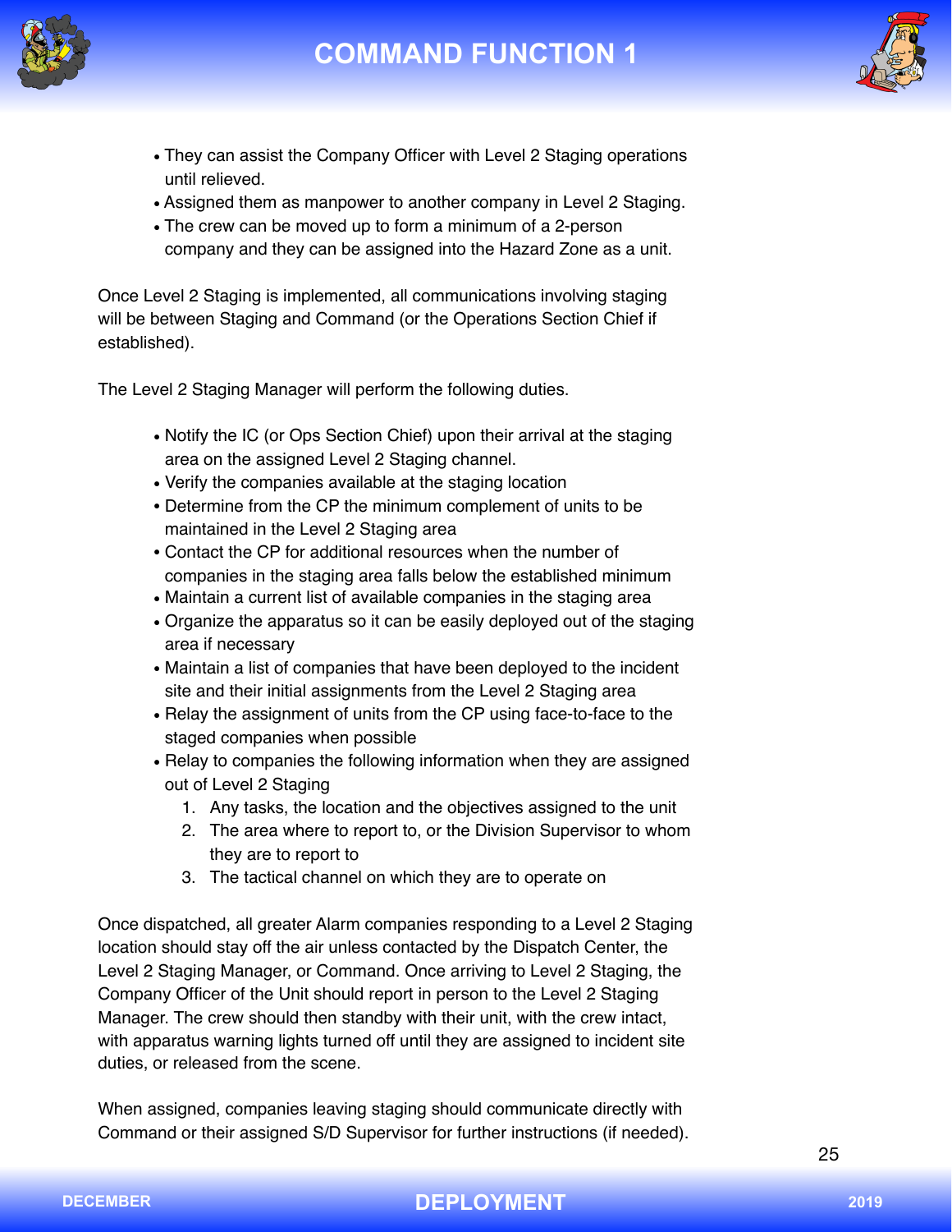- They can assist the Company Officer with Level 2 Staging operations until relieved.
- Assigned them as manpower to another company in Level 2 Staging.
- The crew can be moved up to form a minimum of a 2-person company and they can be assigned into the Hazard Zone as a unit.

Once Level 2 Staging is implemented, all communications involving staging will be between Staging and Command (or the Operations Section Chief if established).

The Level 2 Staging Manager will perform the following duties.

- Notify the IC (or Ops Section Chief) upon their arrival at the staging area on the assigned Level 2 Staging channel.
- Verify the companies available at the staging location
- Determine from the CP the minimum complement of units to be maintained in the Level 2 Staging area
- Contact the CP for additional resources when the number of companies in the staging area falls below the established minimum
- Maintain a current list of available companies in the staging area
- Organize the apparatus so it can be easily deployed out of the staging area if necessary
- Maintain a list of companies that have been deployed to the incident site and their initial assignments from the Level 2 Staging area
- Relay the assignment of units from the CP using face-to-face to the staged companies when possible
- Relay to companies the following information when they are assigned out of Level 2 Staging
  1. Any tasks, the location and the objectives assigned to the unit
  2. The area where to report to, or the Division Supervisor to whom they are to report to
  3. The tactical channel on which they are to operate on

Once dispatched, all greater Alarm companies responding to a Level 2 Staging location should stay off the air unless contacted by the Dispatch Center, the Level 2 Staging Manager, or Command. Once arriving to Level 2 Staging, the Company Officer of the Unit should report in person to the Level 2 Staging Manager. The crew should then standby with their unit, with the crew intact, with apparatus warning lights turned off until they are assigned to incident site duties, or released from the scene.

When assigned, companies leaving staging should communicate directly with Command or their assigned S/D Supervisor for further instructions (if needed).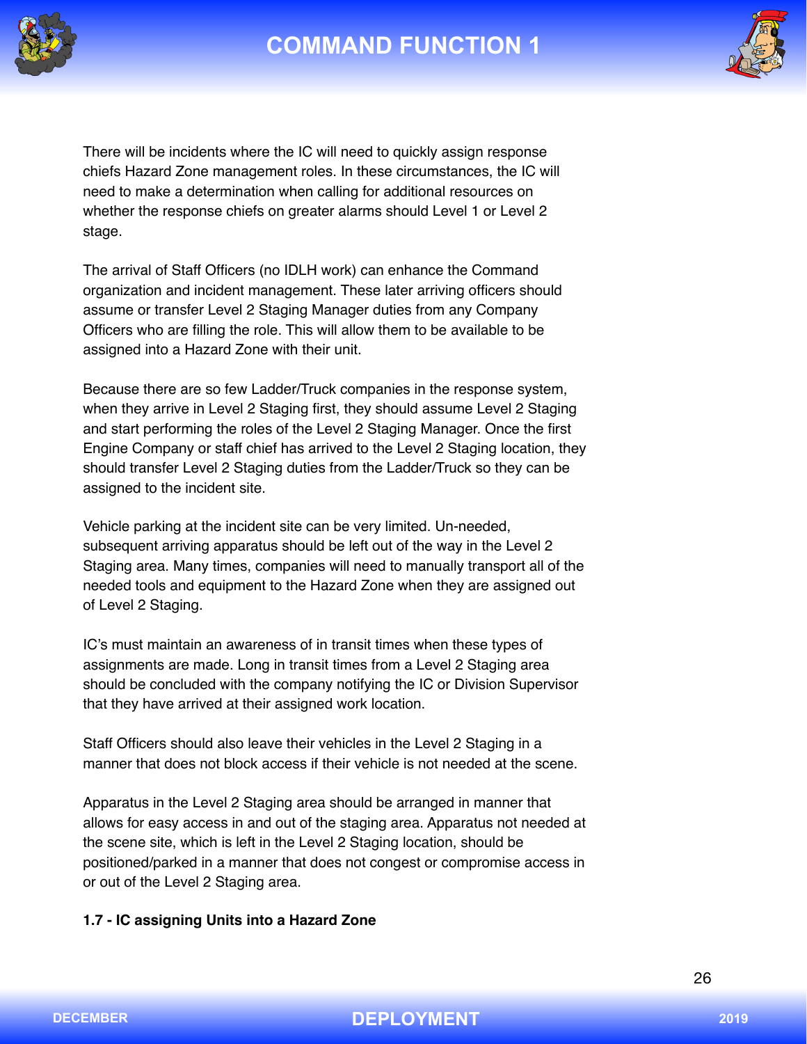There will be incidents where the IC will need to quickly assign response chiefs Hazard Zone management roles. In these circumstances, the IC will need to make a determination when calling for additional resources on whether the response chiefs on greater alarms should Level 1 or Level 2 stage.

The arrival of Staff Officers (no IDLH work) can enhance the Command organization and incident management. These later arriving officers should assume or transfer Level 2 Staging Manager duties from any Company Officers who are filling the role. This will allow them to be available to be assigned into a Hazard Zone with their unit.

Because there are so few Ladder/Truck companies in the response system, when they arrive in Level 2 Staging first, they should assume Level 2 Staging and start performing the roles of the Level 2 Staging Manager. Once the first Engine Company or staff chief has arrived to the Level 2 Staging location, they should transfer Level 2 Staging duties from the Ladder/Truck so they can be assigned to the incident site.

Vehicle parking at the incident site can be very limited. Un-needed, subsequent arriving apparatus should be left out of the way in the Level 2 Staging area. Many times, companies will need to manually transport all of the needed tools and equipment to the Hazard Zone when they are assigned out of Level 2 Staging.

IC's must maintain an awareness of in transit times when these types of assignments are made. Long in transit times from a Level 2 Staging area should be concluded with the company notifying the IC or Division Supervisor that they have arrived at their assigned work location.

Staff Officers should also leave their vehicles in the Level 2 Staging in a manner that does not block access if their vehicle is not needed at the scene.

Apparatus in the Level 2 Staging area should be arranged in manner that allows for easy access in and out of the staging area. Apparatus not needed at the scene site, which is left in the Level 2 Staging location, should be positioned/parked in a manner that does not congest or compromise access in or out of the Level 2 Staging area.

**1.7 - IC assigning Units into a Hazard Zone**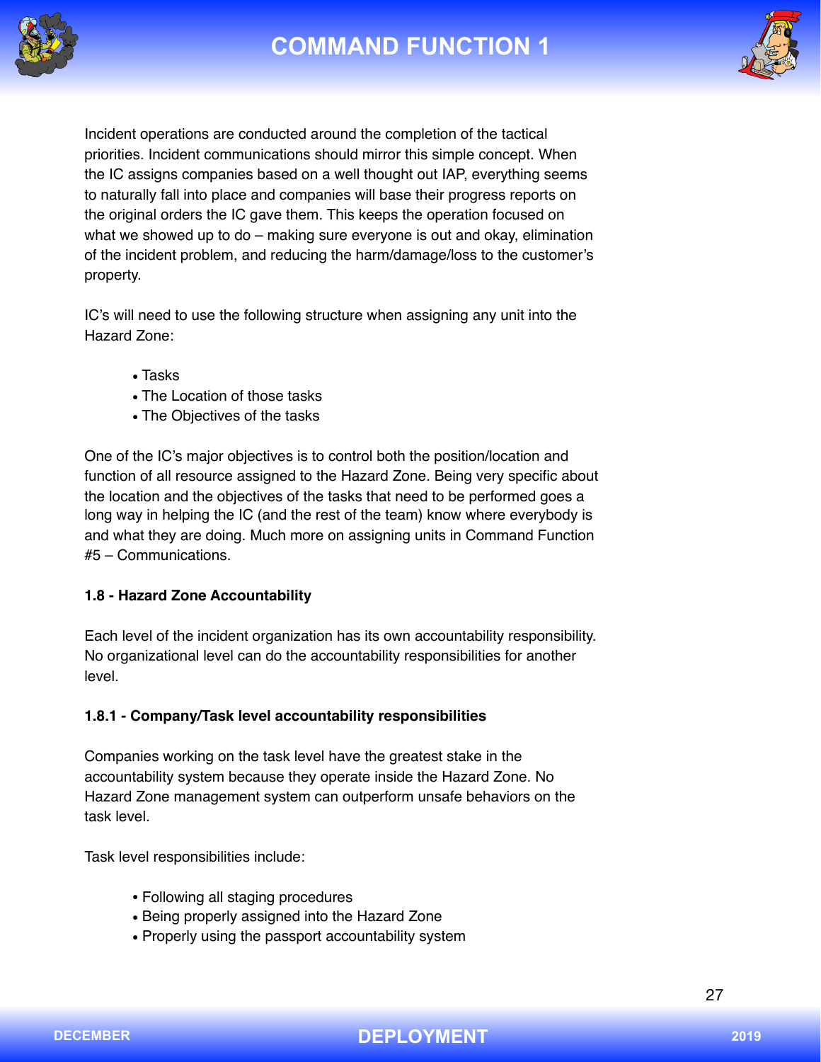Incident operations are conducted around the completion of the tactical priorities. Incident communications should mirror this simple concept. When the IC assigns companies based on a well thought out IAP, everything seems to naturally fall into place and companies will base their progress reports on the original orders the IC gave them. This keeps the operation focused on what we showed up to do – making sure everyone is out and okay, elimination of the incident problem, and reducing the harm/damage/loss to the customer's property.

IC's will need to use the following structure when assigning any unit into the Hazard Zone:

- Tasks
- The Location of those tasks
- The Objectives of the tasks

One of the IC's major objectives is to control both the position/location and function of all resource assigned to the Hazard Zone. Being very specific about the location and the objectives of the tasks that need to be performed goes a long way in helping the IC (and the rest of the team) know where everybody is and what they are doing. Much more on assigning units in Command Function #5 – Communications.

### 1.8 - Hazard Zone Accountability

Each level of the incident organization has its own accountability responsibility. No organizational level can do the accountability responsibilities for another level.

#### 1.8.1 - Company/Task level accountability responsibilities

Companies working on the task level have the greatest stake in the accountability system because they operate inside the Hazard Zone. No Hazard Zone management system can outperform unsafe behaviors on the task level.

Task level responsibilities include:

- Following all staging procedures
- Being properly assigned into the Hazard Zone
- Properly using the passport accountability system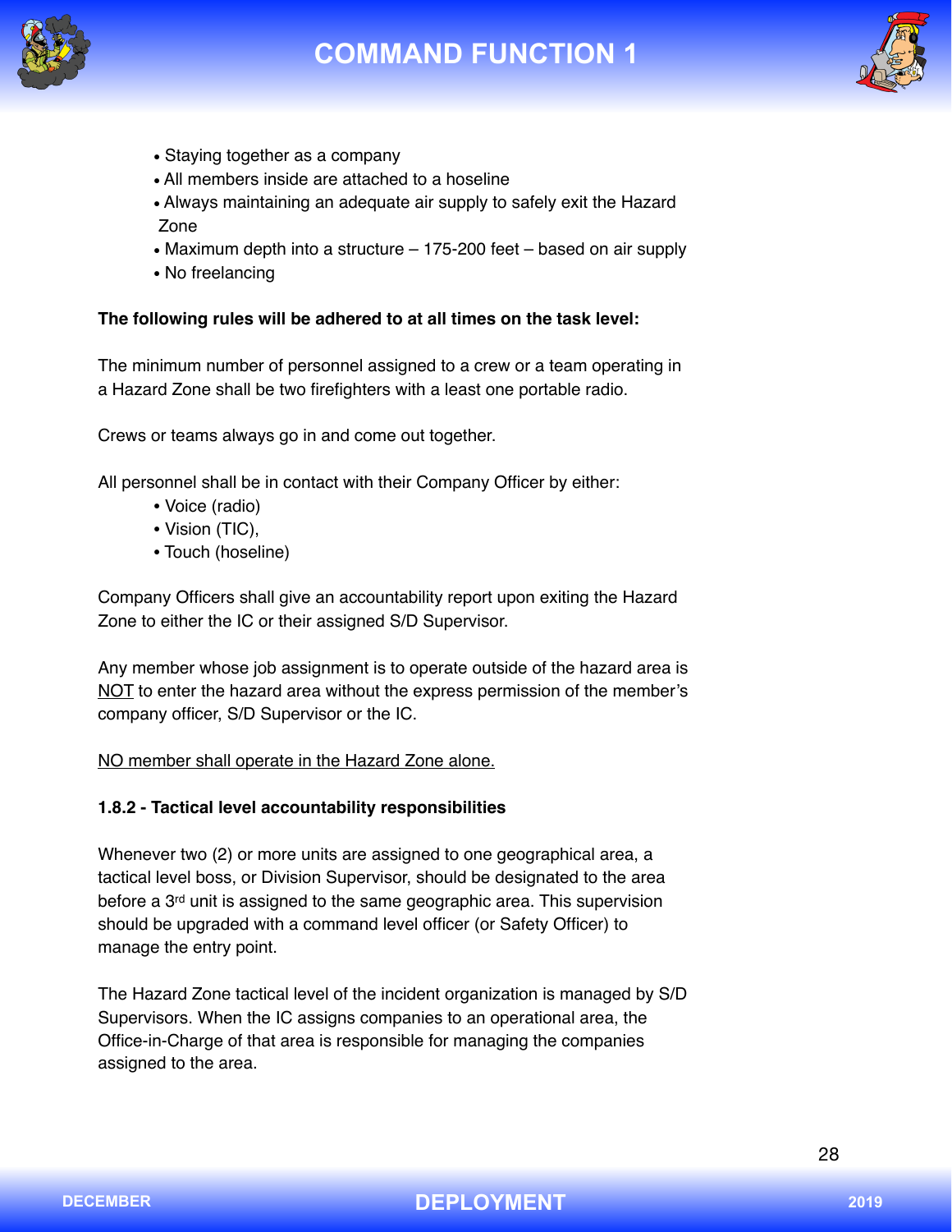- Staying together as a company
- All members inside are attached to a hoseline
- Always maintaining an adequate air supply to safely exit the Hazard Zone
- Maximum depth into a structure – 175-200 feet – based on air supply
- No freelancing

**The following rules will be adhered to at all times on the task level:**

The minimum number of personnel assigned to a crew or a team operating in a Hazard Zone shall be two firefighters with a least one portable radio.

Crews or teams always go in and come out together.

All personnel shall be in contact with their Company Officer by either:

- Voice (radio)
- Vision (TIC),
- Touch (hoseline)

Company Officers shall give an accountability report upon exiting the Hazard Zone to either the IC or their assigned S/D Supervisor.

Any member whose job assignment is to operate outside of the hazard area is <u>NOT</u> to enter the hazard area without the express permission of the member's company officer, S/D Supervisor or the IC.

<u>NO member shall operate in the Hazard Zone alone.</u>

**1.8.2 - Tactical level accountability responsibilities**

Whenever two (2) or more units are assigned to one geographical area, a tactical level boss, or Division Supervisor, should be designated to the area before a 3rd unit is assigned to the same geographic area. This supervision should be upgraded with a command level officer (or Safety Officer) to manage the entry point.

The Hazard Zone tactical level of the incident organization is managed by S/D Supervisors. When the IC assigns companies to an operational area, the Office-in-Charge of that area is responsible for managing the companies assigned to the area.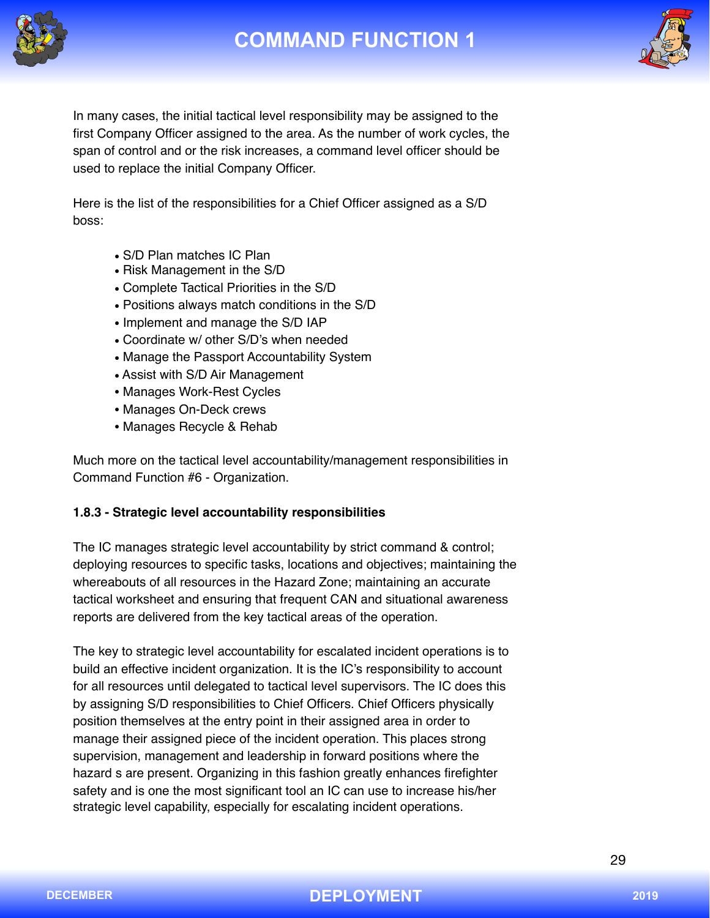In many cases, the initial tactical level responsibility may be assigned to the first Company Officer assigned to the area. As the number of work cycles, the span of control and or the risk increases, a command level officer should be used to replace the initial Company Officer.

Here is the list of the responsibilities for a Chief Officer assigned as a S/D boss:

- S/D Plan matches IC Plan
- Risk Management in the S/D
- Complete Tactical Priorities in the S/D
- Positions always match conditions in the S/D
- Implement and manage the S/D IAP
- Coordinate w/ other S/D's when needed
- Manage the Passport Accountability System
- Assist with S/D Air Management
- Manages Work-Rest Cycles
- Manages On-Deck crews
- Manages Recycle & Rehab

Much more on the tactical level accountability/management responsibilities in Command Function #6 - Organization.

**1.8.3 - Strategic level accountability responsibilities**

The IC manages strategic level accountability by strict command & control; deploying resources to specific tasks, locations and objectives; maintaining the whereabouts of all resources in the Hazard Zone; maintaining an accurate tactical worksheet and ensuring that frequent CAN and situational awareness reports are delivered from the key tactical areas of the operation.

The key to strategic level accountability for escalated incident operations is to build an effective incident organization. It is the IC's responsibility to account for all resources until delegated to tactical level supervisors. The IC does this by assigning S/D responsibilities to Chief Officers. Chief Officers physically position themselves at the entry point in their assigned area in order to manage their assigned piece of the incident operation. This places strong supervision, management and leadership in forward positions where the hazard s are present. Organizing in this fashion greatly enhances firefighter safety and is one the most significant tool an IC can use to increase his/her strategic level capability, especially for escalating incident operations.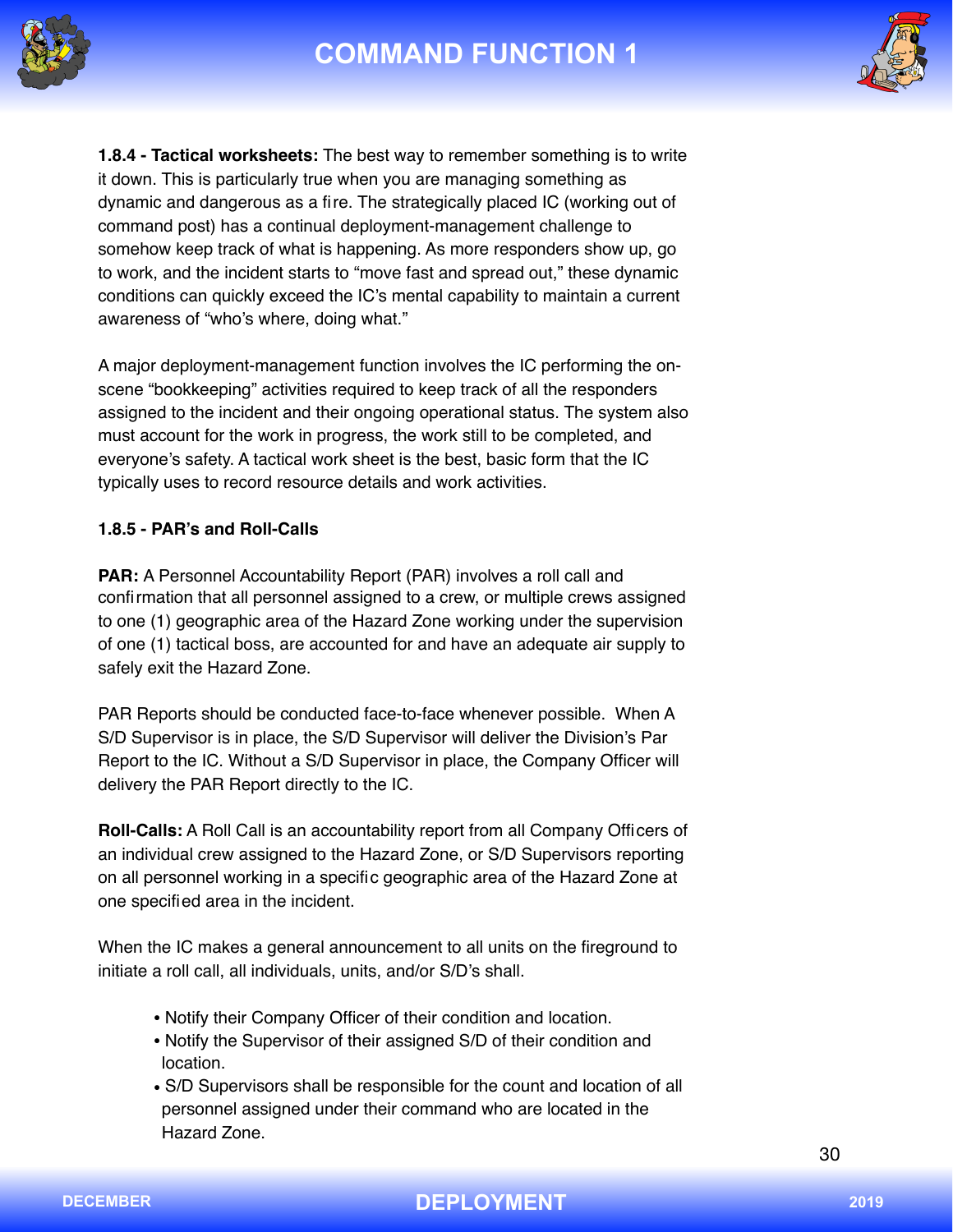**1.8.4 - Tactical worksheets:** The best way to remember something is to write it down. This is particularly true when you are managing something as dynamic and dangerous as a fire. The strategically placed IC (working out of command post) has a continual deployment-management challenge to somehow keep track of what is happening. As more responders show up, go to work, and the incident starts to "move fast and spread out," these dynamic conditions can quickly exceed the IC's mental capability to maintain a current awareness of "who's where, doing what."

A major deployment-management function involves the IC performing the on-scene "bookkeeping" activities required to keep track of all the responders assigned to the incident and their ongoing operational status. The system also must account for the work in progress, the work still to be completed, and everyone's safety. A tactical work sheet is the best, basic form that the IC typically uses to record resource details and work activities.

**1.8.5 - PAR's and Roll-Calls**

**PAR:** A Personnel Accountability Report (PAR) involves a roll call and confirmation that all personnel assigned to a crew, or multiple crews assigned to one (1) geographic area of the Hazard Zone working under the supervision of one (1) tactical boss, are accounted for and have an adequate air supply to safely exit the Hazard Zone.

PAR Reports should be conducted face-to-face whenever possible. When A S/D Supervisor is in place, the S/D Supervisor will deliver the Division's Par Report to the IC. Without a S/D Supervisor in place, the Company Officer will delivery the PAR Report directly to the IC.

**Roll-Calls:** A Roll Call is an accountability report from all Company Officers of an individual crew assigned to the Hazard Zone, or S/D Supervisors reporting on all personnel working in a specific geographic area of the Hazard Zone at one specified area in the incident.

When the IC makes a general announcement to all units on the fireground to initiate a roll call, all individuals, units, and/or S/D's shall.

- Notify their Company Officer of their condition and location.
- Notify the Supervisor of their assigned S/D of their condition and location.
- S/D Supervisors shall be responsible for the count and location of all personnel assigned under their command who are located in the Hazard Zone.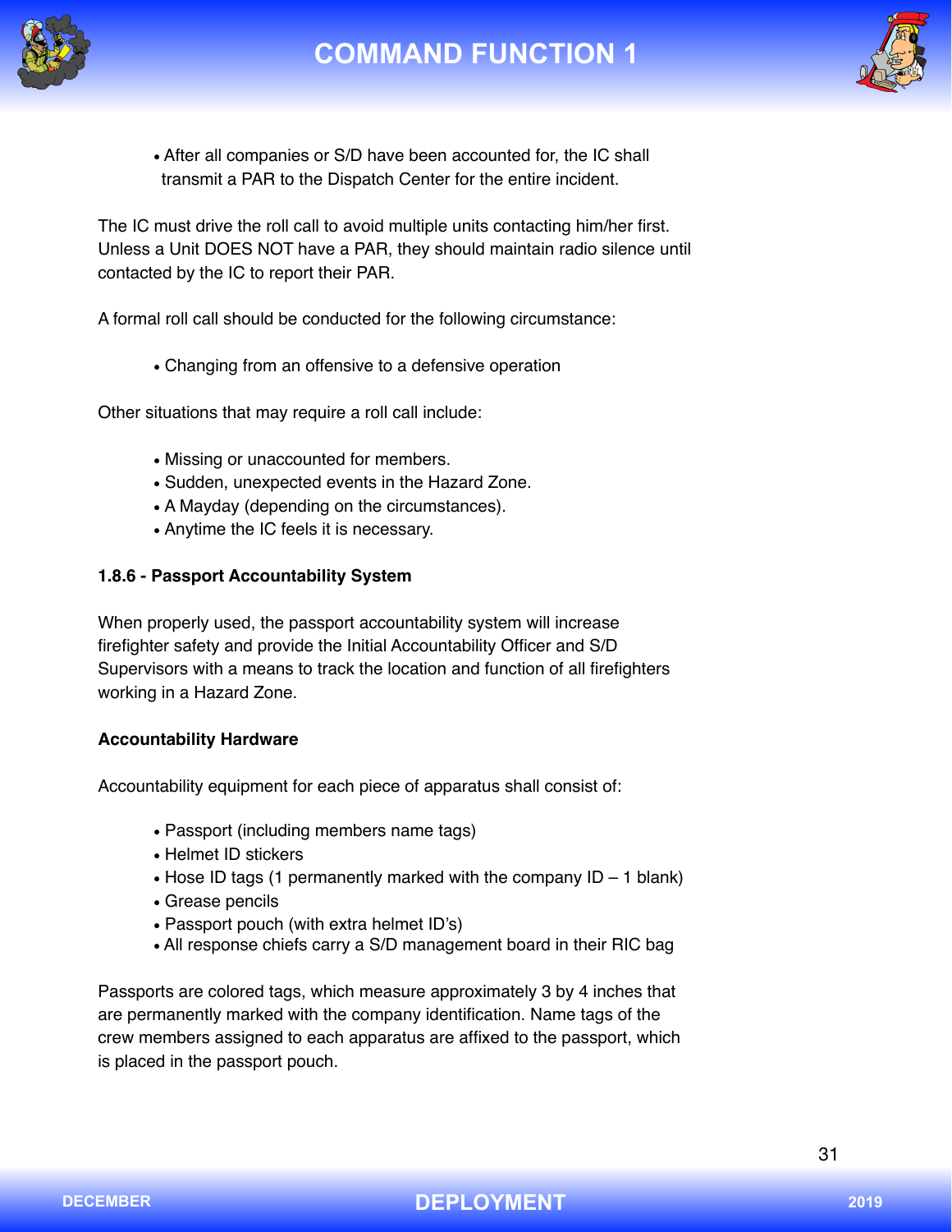- After all companies or S/D have been accounted for, the IC shall transmit a PAR to the Dispatch Center for the entire incident.

The IC must drive the roll call to avoid multiple units contacting him/her first. Unless a Unit DOES NOT have a PAR, they should maintain radio silence until contacted by the IC to report their PAR.

A formal roll call should be conducted for the following circumstance:

- Changing from an offensive to a defensive operation

Other situations that may require a roll call include:

- Missing or unaccounted for members.
- Sudden, unexpected events in the Hazard Zone.
- A Mayday (depending on the circumstances).
- Anytime the IC feels it is necessary.

**1.8.6 - Passport Accountability System**

When properly used, the passport accountability system will increase firefighter safety and provide the Initial Accountability Officer and S/D Supervisors with a means to track the location and function of all firefighters working in a Hazard Zone.

**Accountability Hardware**

Accountability equipment for each piece of apparatus shall consist of:

- Passport (including members name tags)
- Helmet ID stickers
- Hose ID tags (1 permanently marked with the company ID – 1 blank)
- Grease pencils
- Passport pouch (with extra helmet ID's)
- All response chiefs carry a S/D management board in their RIC bag

Passports are colored tags, which measure approximately 3 by 4 inches that are permanently marked with the company identification. Name tags of the crew members assigned to each apparatus are affixed to the passport, which is placed in the passport pouch.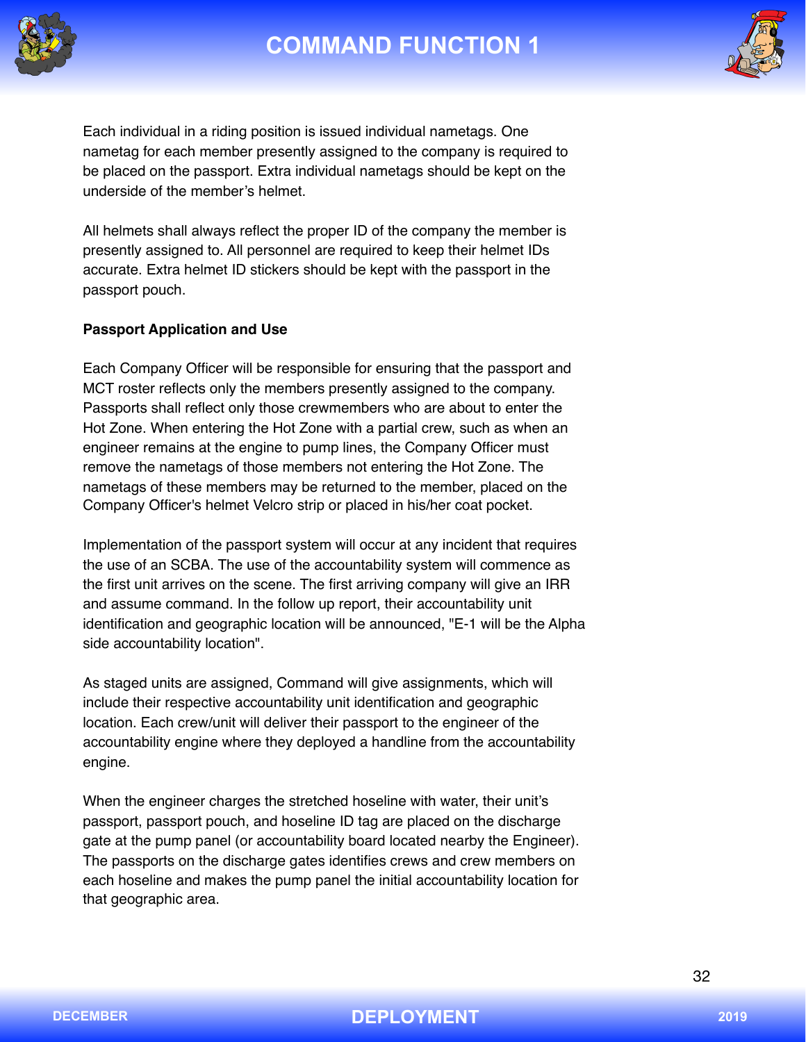Each individual in a riding position is issued individual nametags. One nametag for each member presently assigned to the company is required to be placed on the passport. Extra individual nametags should be kept on the underside of the member's helmet.

All helmets shall always reflect the proper ID of the company the member is presently assigned to. All personnel are required to keep their helmet IDs accurate. Extra helmet ID stickers should be kept with the passport in the passport pouch.

**Passport Application and Use**

Each Company Officer will be responsible for ensuring that the passport and MCT roster reflects only the members presently assigned to the company. Passports shall reflect only those crewmembers who are about to enter the Hot Zone. When entering the Hot Zone with a partial crew, such as when an engineer remains at the engine to pump lines, the Company Officer must remove the nametags of those members not entering the Hot Zone. The nametags of these members may be returned to the member, placed on the Company Officer's helmet Velcro strip or placed in his/her coat pocket.

Implementation of the passport system will occur at any incident that requires the use of an SCBA. The use of the accountability system will commence as the first unit arrives on the scene. The first arriving company will give an IRR and assume command. In the follow up report, their accountability unit identification and geographic location will be announced, "E-1 will be the Alpha side accountability location".

As staged units are assigned, Command will give assignments, which will include their respective accountability unit identification and geographic location. Each crew/unit will deliver their passport to the engineer of the accountability engine where they deployed a handline from the accountability engine.

When the engineer charges the stretched hoseline with water, their unit's passport, passport pouch, and hoseline ID tag are placed on the discharge gate at the pump panel (or accountability board located nearby the Engineer). The passports on the discharge gates identifies crews and crew members on each hoseline and makes the pump panel the initial accountability location for that geographic area.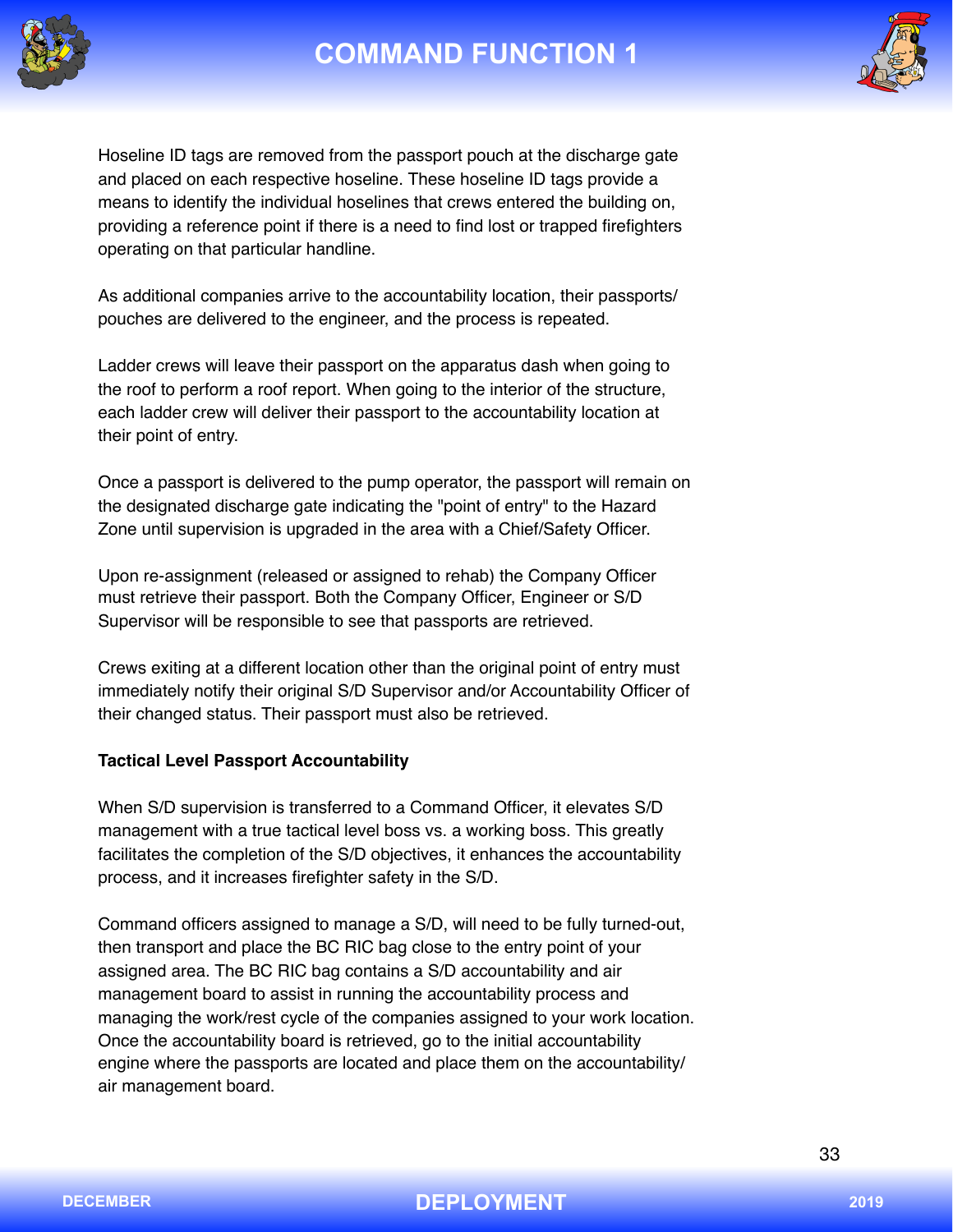Hoseline ID tags are removed from the passport pouch at the discharge gate and placed on each respective hoseline. These hoseline ID tags provide a means to identify the individual hoselines that crews entered the building on, providing a reference point if there is a need to find lost or trapped firefighters operating on that particular handline.

As additional companies arrive to the accountability location, their passports/ pouches are delivered to the engineer, and the process is repeated.

Ladder crews will leave their passport on the apparatus dash when going to the roof to perform a roof report. When going to the interior of the structure, each ladder crew will deliver their passport to the accountability location at their point of entry.

Once a passport is delivered to the pump operator, the passport will remain on the designated discharge gate indicating the "point of entry" to the Hazard Zone until supervision is upgraded in the area with a Chief/Safety Officer.

Upon re-assignment (released or assigned to rehab) the Company Officer must retrieve their passport. Both the Company Officer, Engineer or S/D Supervisor will be responsible to see that passports are retrieved.

Crews exiting at a different location other than the original point of entry must immediately notify their original S/D Supervisor and/or Accountability Officer of their changed status. Their passport must also be retrieved.

**Tactical Level Passport Accountability**

When S/D supervision is transferred to a Command Officer, it elevates S/D management with a true tactical level boss vs. a working boss. This greatly facilitates the completion of the S/D objectives, it enhances the accountability process, and it increases firefighter safety in the S/D.

Command officers assigned to manage a S/D, will need to be fully turned-out, then transport and place the BC RIC bag close to the entry point of your assigned area. The BC RIC bag contains a S/D accountability and air management board to assist in running the accountability process and managing the work/rest cycle of the companies assigned to your work location. Once the accountability board is retrieved, go to the initial accountability engine where the passports are located and place them on the accountability/ air management board.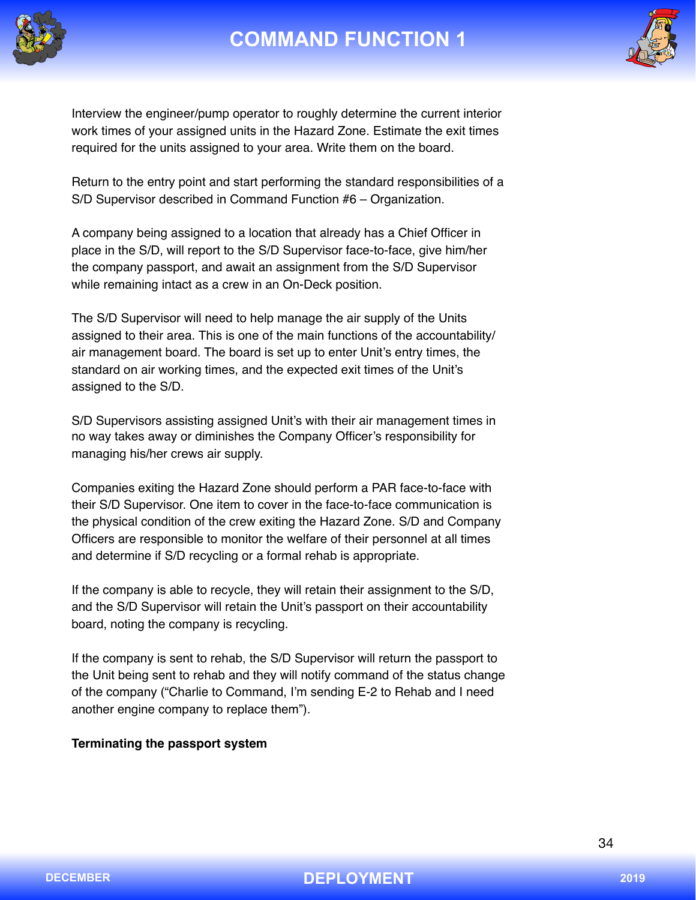Interview the engineer/pump operator to roughly determine the current interior work times of your assigned units in the Hazard Zone. Estimate the exit times required for the units assigned to your area. Write them on the board.

Return to the entry point and start performing the standard responsibilities of a S/D Supervisor described in Command Function #6 – Organization.

A company being assigned to a location that already has a Chief Officer in place in the S/D, will report to the S/D Supervisor face-to-face, give him/her the company passport, and await an assignment from the S/D Supervisor while remaining intact as a crew in an On-Deck position.

The S/D Supervisor will need to help manage the air supply of the Units assigned to their area. This is one of the main functions of the accountability/air management board. The board is set up to enter Unit's entry times, the standard on air working times, and the expected exit times of the Unit's assigned to the S/D.

S/D Supervisors assisting assigned Unit's with their air management times in no way takes away or diminishes the Company Officer's responsibility for managing his/her crews air supply.

Companies exiting the Hazard Zone should perform a PAR face-to-face with their S/D Supervisor. One item to cover in the face-to-face communication is the physical condition of the crew exiting the Hazard Zone. S/D and Company Officers are responsible to monitor the welfare of their personnel at all times and determine if S/D recycling or a formal rehab is appropriate.

If the company is able to recycle, they will retain their assignment to the S/D, and the S/D Supervisor will retain the Unit's passport on their accountability board, noting the company is recycling.

If the company is sent to rehab, the S/D Supervisor will return the passport to the Unit being sent to rehab and they will notify command of the status change of the company ("Charlie to Command, I'm sending E-2 to Rehab and I need another engine company to replace them").

**Terminating the passport system**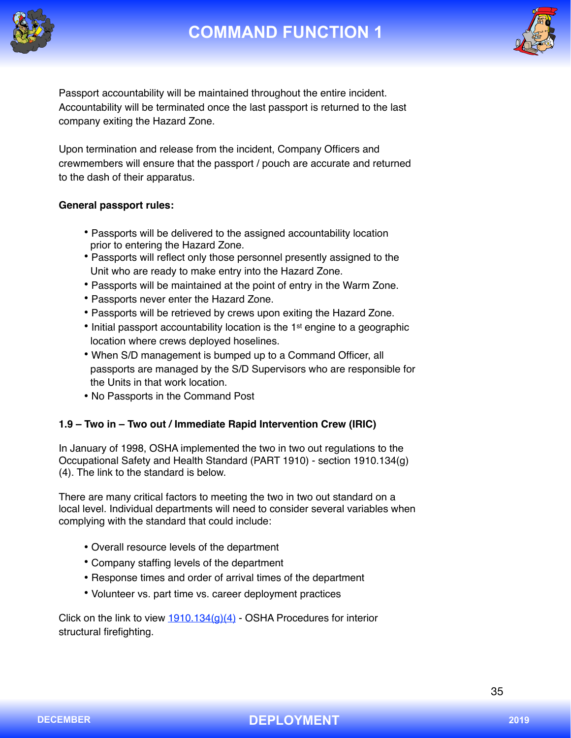Passport accountability will be maintained throughout the entire incident. Accountability will be terminated once the last passport is returned to the last company exiting the Hazard Zone.

Upon termination and release from the incident, Company Officers and crewmembers will ensure that the passport / pouch are accurate and returned to the dash of their apparatus.

**General passport rules:**

- Passports will be delivered to the assigned accountability location prior to entering the Hazard Zone.
- Passports will reflect only those personnel presently assigned to the Unit who are ready to make entry into the Hazard Zone.
- Passports will be maintained at the point of entry in the Warm Zone.
- Passports never enter the Hazard Zone.
- Passports will be retrieved by crews upon exiting the Hazard Zone.
- Initial passport accountability location is the 1st engine to a geographic location where crews deployed hoselines.
- When S/D management is bumped up to a Command Officer, all passports are managed by the S/D Supervisors who are responsible for the Units in that work location.
- No Passports in the Command Post

**1.9 – Two in – Two out / Immediate Rapid Intervention Crew (IRIC)**

In January of 1998, OSHA implemented the two in two out regulations to the Occupational Safety and Health Standard (PART 1910) - section 1910.134(g)(4). The link to the standard is below.

There are many critical factors to meeting the two in two out standard on a local level. Individual departments will need to consider several variables when complying with the standard that could include:

- Overall resource levels of the department
- Company staffing levels of the department
- Response times and order of arrival times of the department
- Volunteer vs. part time vs. career deployment practices

Click on the link to view 1910.134(g)(4) - OSHA Procedures for interior structural firefighting.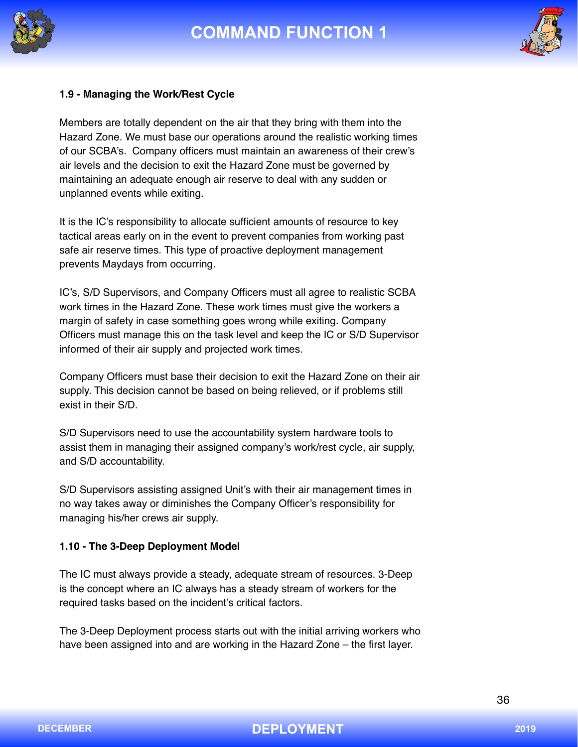### 1.9 - Managing the Work/Rest Cycle

Members are totally dependent on the air that they bring with them into the Hazard Zone. We must base our operations around the realistic working times of our SCBA's. Company officers must maintain an awareness of their crew's air levels and the decision to exit the Hazard Zone must be governed by maintaining an adequate enough air reserve to deal with any sudden or unplanned events while exiting.

It is the IC's responsibility to allocate sufficient amounts of resource to key tactical areas early on in the event to prevent companies from working past safe air reserve times. This type of proactive deployment management prevents Maydays from occurring.

IC's, S/D Supervisors, and Company Officers must all agree to realistic SCBA work times in the Hazard Zone. These work times must give the workers a margin of safety in case something goes wrong while exiting. Company Officers must manage this on the task level and keep the IC or S/D Supervisor informed of their air supply and projected work times.

Company Officers must base their decision to exit the Hazard Zone on their air supply. This decision cannot be based on being relieved, or if problems still exist in their S/D.

S/D Supervisors need to use the accountability system hardware tools to assist them in managing their assigned company's work/rest cycle, air supply, and S/D accountability.

S/D Supervisors assisting assigned Unit's with their air management times in no way takes away or diminishes the Company Officer's responsibility for managing his/her crews air supply.

### 1.10 - The 3-Deep Deployment Model

The IC must always provide a steady, adequate stream of resources. 3-Deep is the concept where an IC always has a steady stream of workers for the required tasks based on the incident's critical factors.

The 3-Deep Deployment process starts out with the initial arriving workers who have been assigned into and are working in the Hazard Zone – the first layer.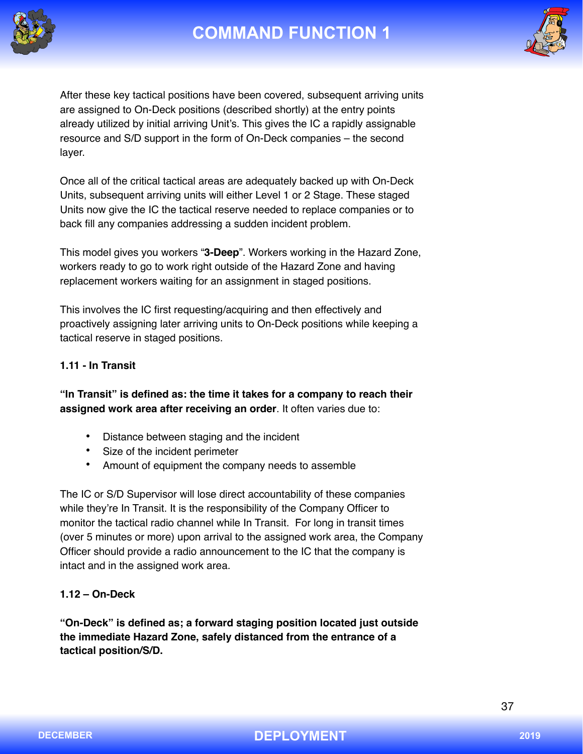After these key tactical positions have been covered, subsequent arriving units are assigned to On-Deck positions (described shortly) at the entry points already utilized by initial arriving Unit's. This gives the IC a rapidly assignable resource and S/D support in the form of On-Deck companies – the second layer.

Once all of the critical tactical areas are adequately backed up with On-Deck Units, subsequent arriving units will either Level 1 or 2 Stage. These staged Units now give the IC the tactical reserve needed to replace companies or to back fill any companies addressing a sudden incident problem.

This model gives you workers "**3-Deep**". Workers working in the Hazard Zone, workers ready to go to work right outside of the Hazard Zone and having replacement workers waiting for an assignment in staged positions.

This involves the IC first requesting/acquiring and then effectively and proactively assigning later arriving units to On-Deck positions while keeping a tactical reserve in staged positions.

**1.11 - In Transit**

**"In Transit" is defined as: the time it takes for a company to reach their assigned work area after receiving an order**. It often varies due to:

- Distance between staging and the incident
- Size of the incident perimeter
- Amount of equipment the company needs to assemble

The IC or S/D Supervisor will lose direct accountability of these companies while they're In Transit. It is the responsibility of the Company Officer to monitor the tactical radio channel while In Transit. For long in transit times (over 5 minutes or more) upon arrival to the assigned work area, the Company Officer should provide a radio announcement to the IC that the company is intact and in the assigned work area.

**1.12 – On-Deck**

**"On-Deck" is defined as; a forward staging position located just outside the immediate Hazard Zone, safely distanced from the entrance of a tactical position/S/D.**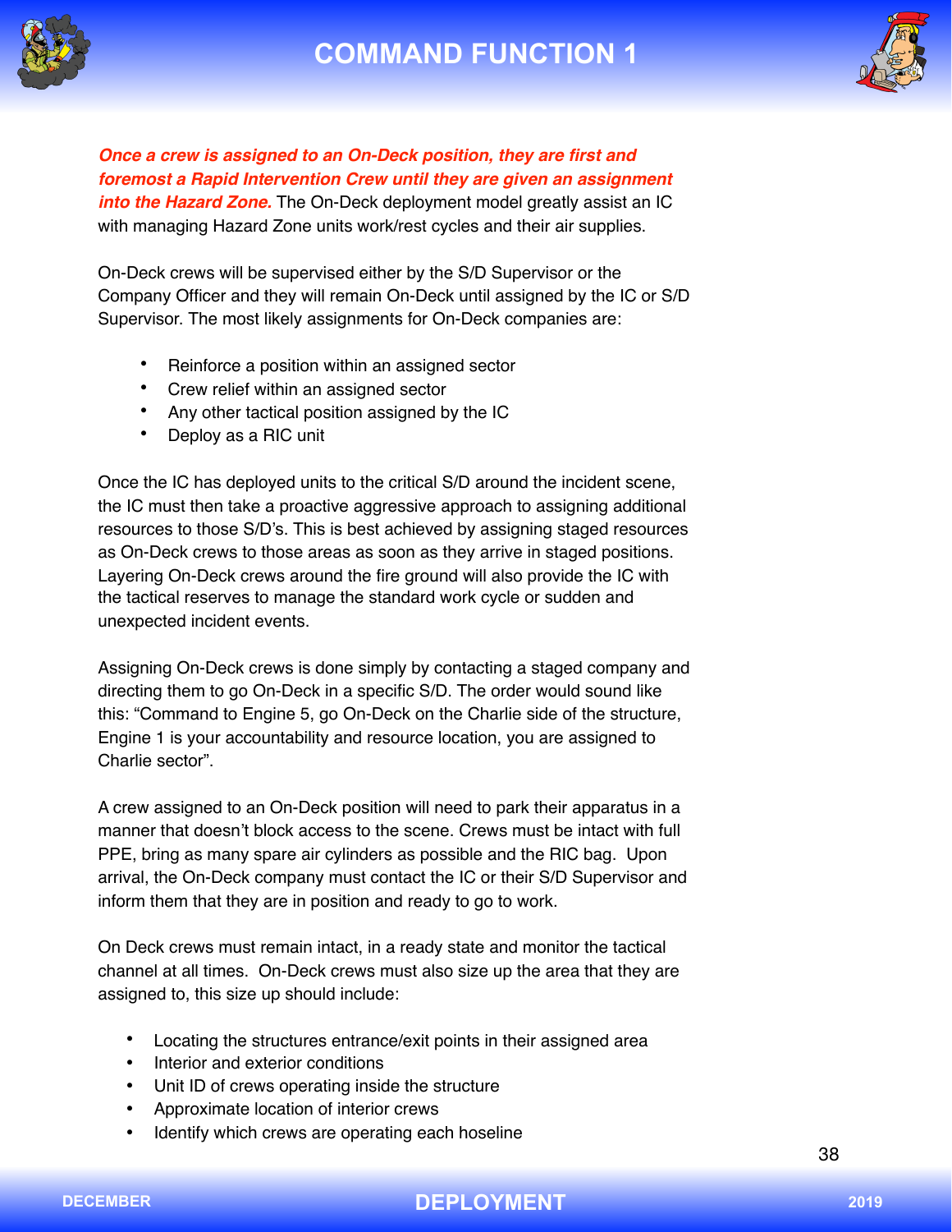***Once a crew is assigned to an On-Deck position, they are first and foremost a Rapid Intervention Crew until they are given an assignment into the Hazard Zone.*** The On-Deck deployment model greatly assist an IC with managing Hazard Zone units work/rest cycles and their air supplies.

On-Deck crews will be supervised either by the S/D Supervisor or the Company Officer and they will remain On-Deck until assigned by the IC or S/D Supervisor. The most likely assignments for On-Deck companies are:

- Reinforce a position within an assigned sector
- Crew relief within an assigned sector
- Any other tactical position assigned by the IC
- Deploy as a RIC unit

Once the IC has deployed units to the critical S/D around the incident scene, the IC must then take a proactive aggressive approach to assigning additional resources to those S/D's. This is best achieved by assigning staged resources as On-Deck crews to those areas as soon as they arrive in staged positions. Layering On-Deck crews around the fire ground will also provide the IC with the tactical reserves to manage the standard work cycle or sudden and unexpected incident events.

Assigning On-Deck crews is done simply by contacting a staged company and directing them to go On-Deck in a specific S/D. The order would sound like this: "Command to Engine 5, go On-Deck on the Charlie side of the structure, Engine 1 is your accountability and resource location, you are assigned to Charlie sector".

A crew assigned to an On-Deck position will need to park their apparatus in a manner that doesn't block access to the scene. Crews must be intact with full PPE, bring as many spare air cylinders as possible and the RIC bag. Upon arrival, the On-Deck company must contact the IC or their S/D Supervisor and inform them that they are in position and ready to go to work.

On Deck crews must remain intact, in a ready state and monitor the tactical channel at all times. On-Deck crews must also size up the area that they are assigned to, this size up should include:

- Locating the structures entrance/exit points in their assigned area
- Interior and exterior conditions
- Unit ID of crews operating inside the structure
- Approximate location of interior crews
- Identify which crews are operating each hoseline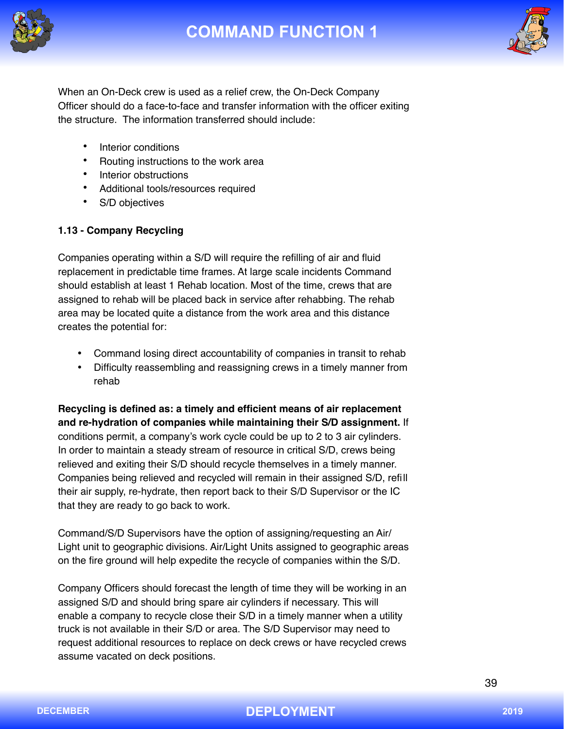When an On-Deck crew is used as a relief crew, the On-Deck Company Officer should do a face-to-face and transfer information with the officer exiting the structure. The information transferred should include:

- Interior conditions
- Routing instructions to the work area
- Interior obstructions
- Additional tools/resources required
- S/D objectives

### 1.13 - Company Recycling

Companies operating within a S/D will require the refilling of air and fluid replacement in predictable time frames. At large scale incidents Command should establish at least 1 Rehab location. Most of the time, crews that are assigned to rehab will be placed back in service after rehabbing. The rehab area may be located quite a distance from the work area and this distance creates the potential for:

- Command losing direct accountability of companies in transit to rehab
- Difficulty reassembling and reassigning crews in a timely manner from rehab

**Recycling is defined as: a timely and efficient means of air replacement and re-hydration of companies while maintaining their S/D assignment.** If conditions permit, a company's work cycle could be up to 2 to 3 air cylinders. In order to maintain a steady stream of resource in critical S/D, crews being relieved and exiting their S/D should recycle themselves in a timely manner. Companies being relieved and recycled will remain in their assigned S/D, refill their air supply, re-hydrate, then report back to their S/D Supervisor or the IC that they are ready to go back to work.

Command/S/D Supervisors have the option of assigning/requesting an Air/Light unit to geographic divisions. Air/Light Units assigned to geographic areas on the fire ground will help expedite the recycle of companies within the S/D.

Company Officers should forecast the length of time they will be working in an assigned S/D and should bring spare air cylinders if necessary. This will enable a company to recycle close their S/D in a timely manner when a utility truck is not available in their S/D or area. The S/D Supervisor may need to request additional resources to replace on deck crews or have recycled crews assume vacated on deck positions.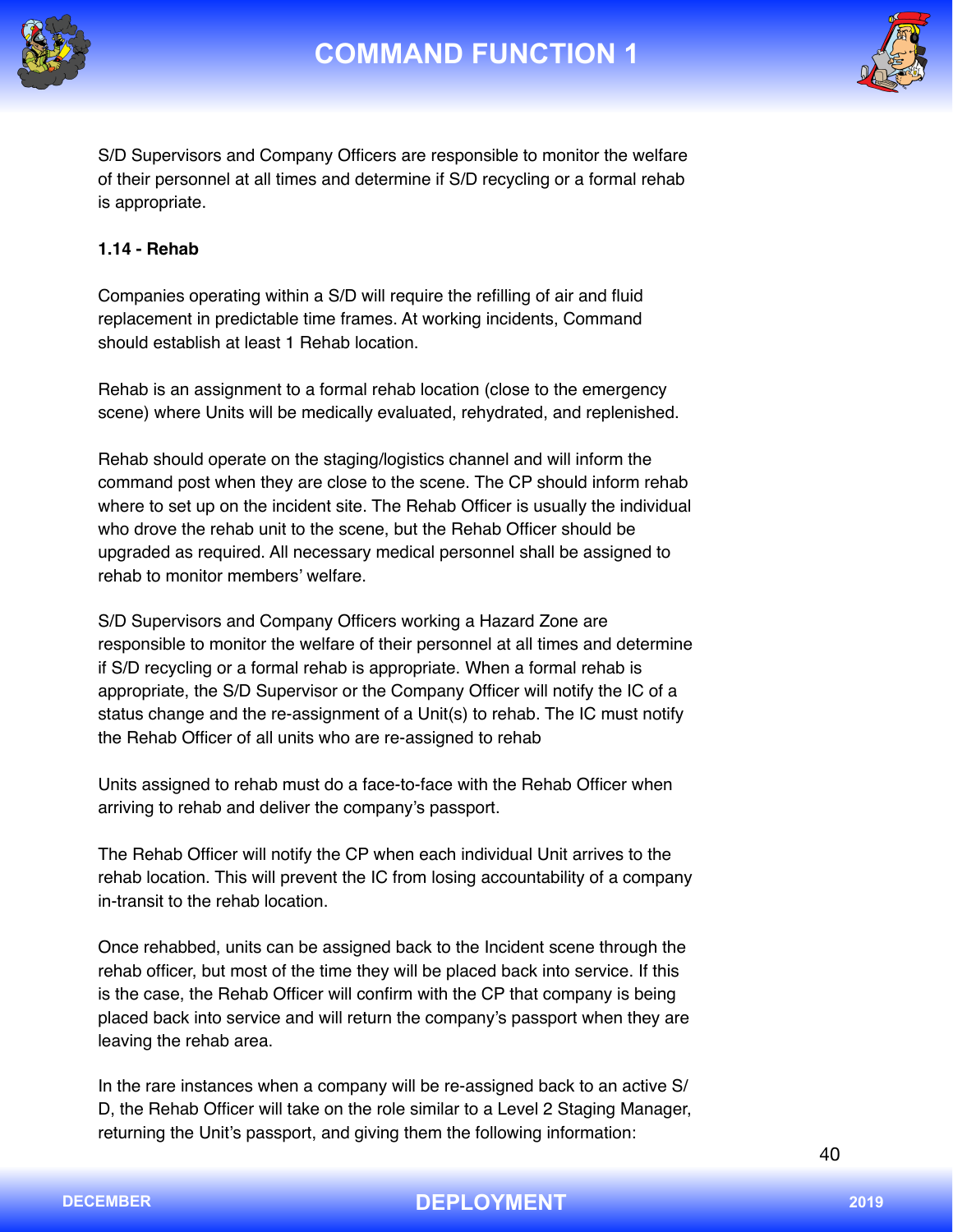S/D Supervisors and Company Officers are responsible to monitor the welfare of their personnel at all times and determine if S/D recycling or a formal rehab is appropriate.

**1.14 - Rehab**

Companies operating within a S/D will require the refilling of air and fluid replacement in predictable time frames. At working incidents, Command should establish at least 1 Rehab location.

Rehab is an assignment to a formal rehab location (close to the emergency scene) where Units will be medically evaluated, rehydrated, and replenished.

Rehab should operate on the staging/logistics channel and will inform the command post when they are close to the scene. The CP should inform rehab where to set up on the incident site. The Rehab Officer is usually the individual who drove the rehab unit to the scene, but the Rehab Officer should be upgraded as required. All necessary medical personnel shall be assigned to rehab to monitor members' welfare.

S/D Supervisors and Company Officers working a Hazard Zone are responsible to monitor the welfare of their personnel at all times and determine if S/D recycling or a formal rehab is appropriate. When a formal rehab is appropriate, the S/D Supervisor or the Company Officer will notify the IC of a status change and the re-assignment of a Unit(s) to rehab. The IC must notify the Rehab Officer of all units who are re-assigned to rehab

Units assigned to rehab must do a face-to-face with the Rehab Officer when arriving to rehab and deliver the company's passport.

The Rehab Officer will notify the CP when each individual Unit arrives to the rehab location. This will prevent the IC from losing accountability of a company in-transit to the rehab location.

Once rehabbed, units can be assigned back to the Incident scene through the rehab officer, but most of the time they will be placed back into service. If this is the case, the Rehab Officer will confirm with the CP that company is being placed back into service and will return the company's passport when they are leaving the rehab area.

In the rare instances when a company will be re-assigned back to an active S/D, the Rehab Officer will take on the role similar to a Level 2 Staging Manager, returning the Unit's passport, and giving them the following information: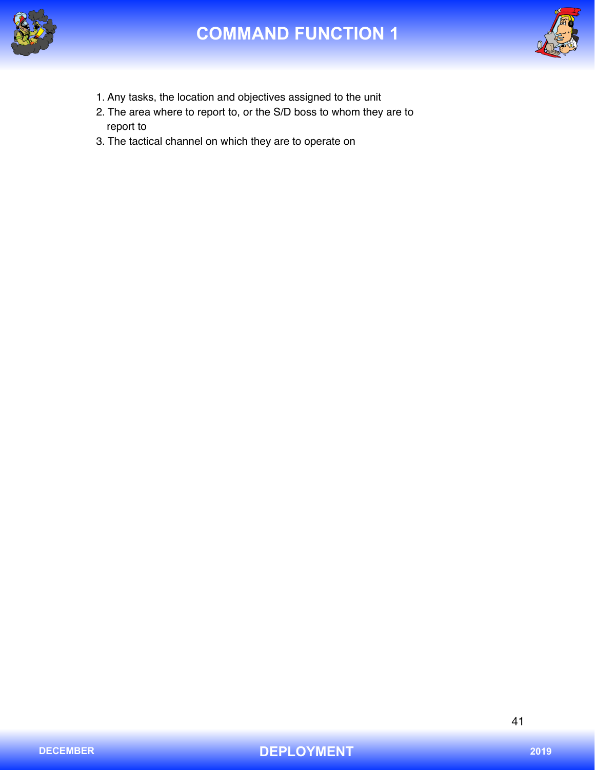# COMMAND FUNCTION 1

1. Any tasks, the location and objectives assigned to the unit
2. The area where to report to, or the S/D boss to whom they are to report to
3. The tactical channel on which they are to operate on